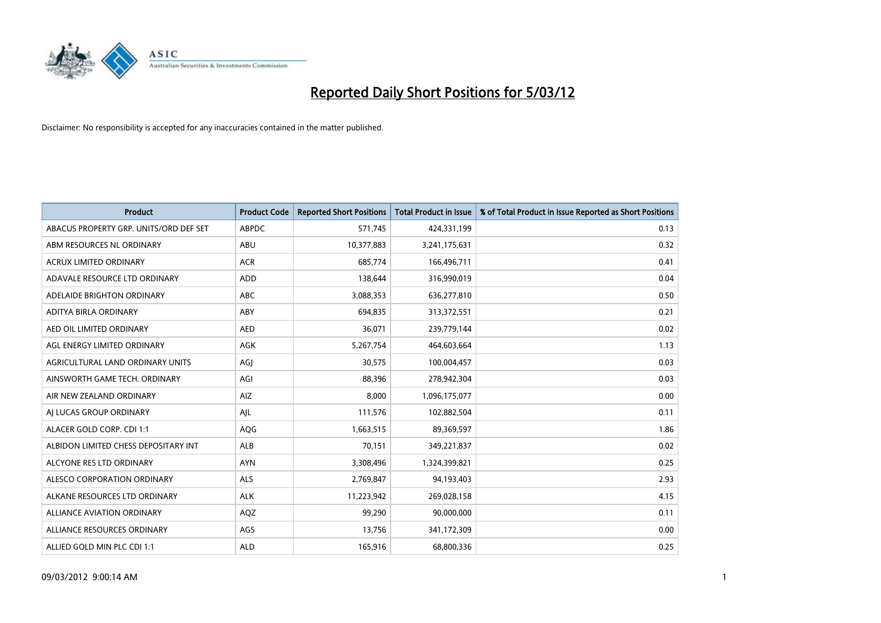# Reported Daily Short Positions for 5/03/12

Disclaimer: No responsibility is accepted for any inaccuracies contained in the matter published.

| Product | Product Code | Reported Short Positions | Total Product in Issue | % of Total Product in Issue Reported as Short Positions |
|---|---|---|---|---|
| ABACUS PROPERTY GRP. UNITS/ORD DEF SET | ABPDC | 571,745 | 424,331,199 | 0.13 |
| ABM RESOURCES NL ORDINARY | ABU | 10,377,883 | 3,241,175,631 | 0.32 |
| ACRUX LIMITED ORDINARY | ACR | 685,774 | 166,496,711 | 0.41 |
| ADAVALE RESOURCE LTD ORDINARY | ADD | 138,644 | 316,990,019 | 0.04 |
| ADELAIDE BRIGHTON ORDINARY | ABC | 3,088,353 | 636,277,810 | 0.50 |
| ADITYA BIRLA ORDINARY | ABY | 694,835 | 313,372,551 | 0.21 |
| AED OIL LIMITED ORDINARY | AED | 36,071 | 239,779,144 | 0.02 |
| AGL ENERGY LIMITED ORDINARY | AGK | 5,267,754 | 464,603,664 | 1.13 |
| AGRICULTURAL LAND ORDINARY UNITS | AGJ | 30,575 | 100,004,457 | 0.03 |
| AINSWORTH GAME TECH. ORDINARY | AGI | 88,396 | 278,942,304 | 0.03 |
| AIR NEW ZEALAND ORDINARY | AIZ | 8,000 | 1,096,175,077 | 0.00 |
| AJ LUCAS GROUP ORDINARY | AJL | 111,576 | 102,882,504 | 0.11 |
| ALACER GOLD CORP. CDI 1:1 | AQG | 1,663,515 | 89,369,597 | 1.86 |
| ALBIDON LIMITED CHESS DEPOSITARY INT | ALB | 70,151 | 349,221,837 | 0.02 |
| ALCYONE RES LTD ORDINARY | AYN | 3,308,496 | 1,324,399,821 | 0.25 |
| ALESCO CORPORATION ORDINARY | ALS | 2,769,847 | 94,193,403 | 2.93 |
| ALKANE RESOURCES LTD ORDINARY | ALK | 11,223,942 | 269,028,158 | 4.15 |
| ALLIANCE AVIATION ORDINARY | AQZ | 99,290 | 90,000,000 | 0.11 |
| ALLIANCE RESOURCES ORDINARY | AGS | 13,756 | 341,172,309 | 0.00 |
| ALLIED GOLD MIN PLC CDI 1:1 | ALD | 165,916 | 68,800,336 | 0.25 |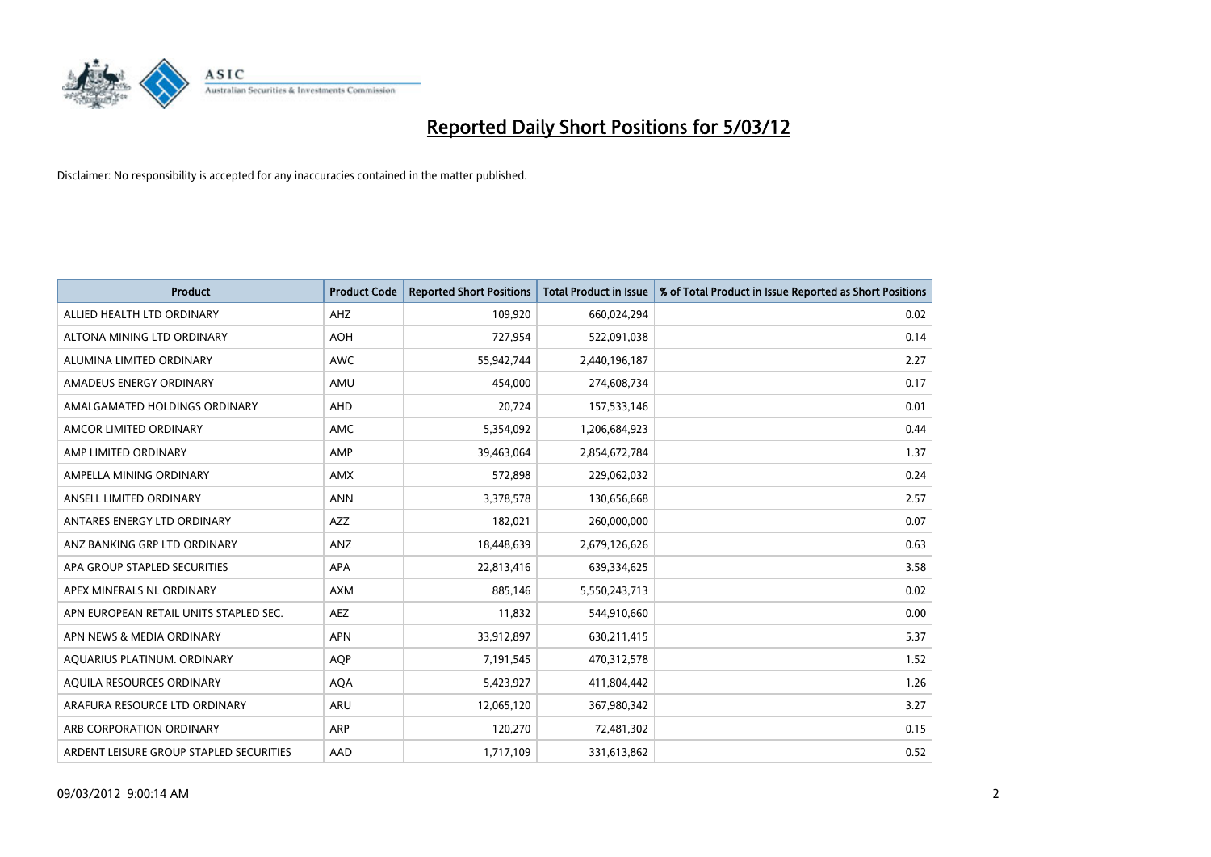# Reported Daily Short Positions for 5/03/12

Disclaimer: No responsibility is accepted for any inaccuracies contained in the matter published.

| Product | Product Code | Reported Short Positions | Total Product in Issue | % of Total Product in Issue Reported as Short Positions |
|---|---|---|---|---|
| ALLIED HEALTH LTD ORDINARY | AHZ | 109,920 | 660,024,294 | 0.02 |
| ALTONA MINING LTD ORDINARY | AOH | 727,954 | 522,091,038 | 0.14 |
| ALUMINA LIMITED ORDINARY | AWC | 55,942,744 | 2,440,196,187 | 2.27 |
| AMADEUS ENERGY ORDINARY | AMU | 454,000 | 274,608,734 | 0.17 |
| AMALGAMATED HOLDINGS ORDINARY | AHD | 20,724 | 157,533,146 | 0.01 |
| AMCOR LIMITED ORDINARY | AMC | 5,354,092 | 1,206,684,923 | 0.44 |
| AMP LIMITED ORDINARY | AMP | 39,463,064 | 2,854,672,784 | 1.37 |
| AMPELLA MINING ORDINARY | AMX | 572,898 | 229,062,032 | 0.24 |
| ANSELL LIMITED ORDINARY | ANN | 3,378,578 | 130,656,668 | 2.57 |
| ANTARES ENERGY LTD ORDINARY | AZZ | 182,021 | 260,000,000 | 0.07 |
| ANZ BANKING GRP LTD ORDINARY | ANZ | 18,448,639 | 2,679,126,626 | 0.63 |
| APA GROUP STAPLED SECURITIES | APA | 22,813,416 | 639,334,625 | 3.58 |
| APEX MINERALS NL ORDINARY | AXM | 885,146 | 5,550,243,713 | 0.02 |
| APN EUROPEAN RETAIL UNITS STAPLED SEC. | AEZ | 11,832 | 544,910,660 | 0.00 |
| APN NEWS & MEDIA ORDINARY | APN | 33,912,897 | 630,211,415 | 5.37 |
| AQUARIUS PLATINUM. ORDINARY | AQP | 7,191,545 | 470,312,578 | 1.52 |
| AQUILA RESOURCES ORDINARY | AQA | 5,423,927 | 411,804,442 | 1.26 |
| ARAFURA RESOURCE LTD ORDINARY | ARU | 12,065,120 | 367,980,342 | 3.27 |
| ARB CORPORATION ORDINARY | ARP | 120,270 | 72,481,302 | 0.15 |
| ARDENT LEISURE GROUP STAPLED SECURITIES | AAD | 1,717,109 | 331,613,862 | 0.52 |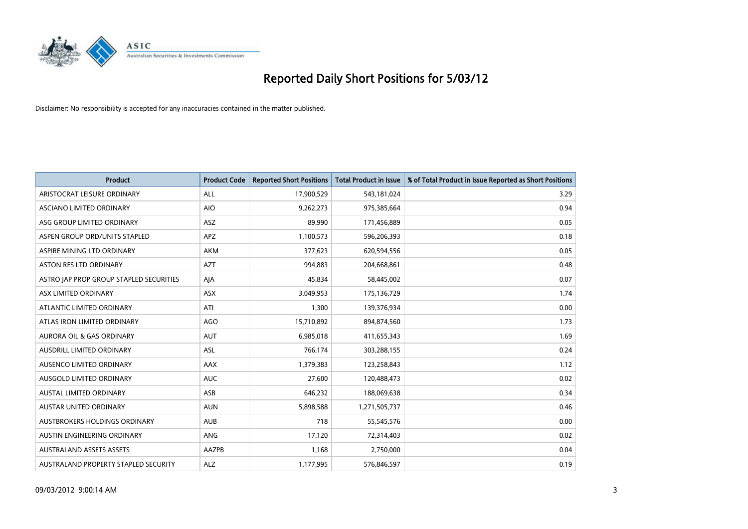# Reported Daily Short Positions for 5/03/12

Disclaimer: No responsibility is accepted for any inaccuracies contained in the matter published.

| Product | Product Code | Reported Short Positions | Total Product in Issue | % of Total Product in Issue Reported as Short Positions |
|---|---|---|---|---|
| ARISTOCRAT LEISURE ORDINARY | ALL | 17,900,529 | 543,181,024 | 3.29 |
| ASCIANO LIMITED ORDINARY | AIO | 9,262,273 | 975,385,664 | 0.94 |
| ASG GROUP LIMITED ORDINARY | ASZ | 89,990 | 171,456,889 | 0.05 |
| ASPEN GROUP ORD/UNITS STAPLED | APZ | 1,100,573 | 596,206,393 | 0.18 |
| ASPIRE MINING LTD ORDINARY | AKM | 377,623 | 620,594,556 | 0.05 |
| ASTON RES LTD ORDINARY | AZT | 994,883 | 204,668,861 | 0.48 |
| ASTRO JAP PROP GROUP STAPLED SECURITIES | AJA | 45,834 | 58,445,002 | 0.07 |
| ASX LIMITED ORDINARY | ASX | 3,049,953 | 175,136,729 | 1.74 |
| ATLANTIC LIMITED ORDINARY | ATI | 1,300 | 139,376,934 | 0.00 |
| ATLAS IRON LIMITED ORDINARY | AGO | 15,710,892 | 894,874,560 | 1.73 |
| AURORA OIL & GAS ORDINARY | AUT | 6,985,018 | 411,655,343 | 1.69 |
| AUSDRILL LIMITED ORDINARY | ASL | 766,174 | 303,288,155 | 0.24 |
| AUSENCO LIMITED ORDINARY | AAX | 1,379,383 | 123,258,843 | 1.12 |
| AUSGOLD LIMITED ORDINARY | AUC | 27,600 | 120,488,473 | 0.02 |
| AUSTAL LIMITED ORDINARY | ASB | 646,232 | 188,069,638 | 0.34 |
| AUSTAR UNITED ORDINARY | AUN | 5,898,588 | 1,271,505,737 | 0.46 |
| AUSTBROKERS HOLDINGS ORDINARY | AUB | 718 | 55,545,576 | 0.00 |
| AUSTIN ENGINEERING ORDINARY | ANG | 17,120 | 72,314,403 | 0.02 |
| AUSTRALAND ASSETS ASSETS | AAZPB | 1,168 | 2,750,000 | 0.04 |
| AUSTRALAND PROPERTY STAPLED SECURITY | ALZ | 1,177,995 | 576,846,597 | 0.19 |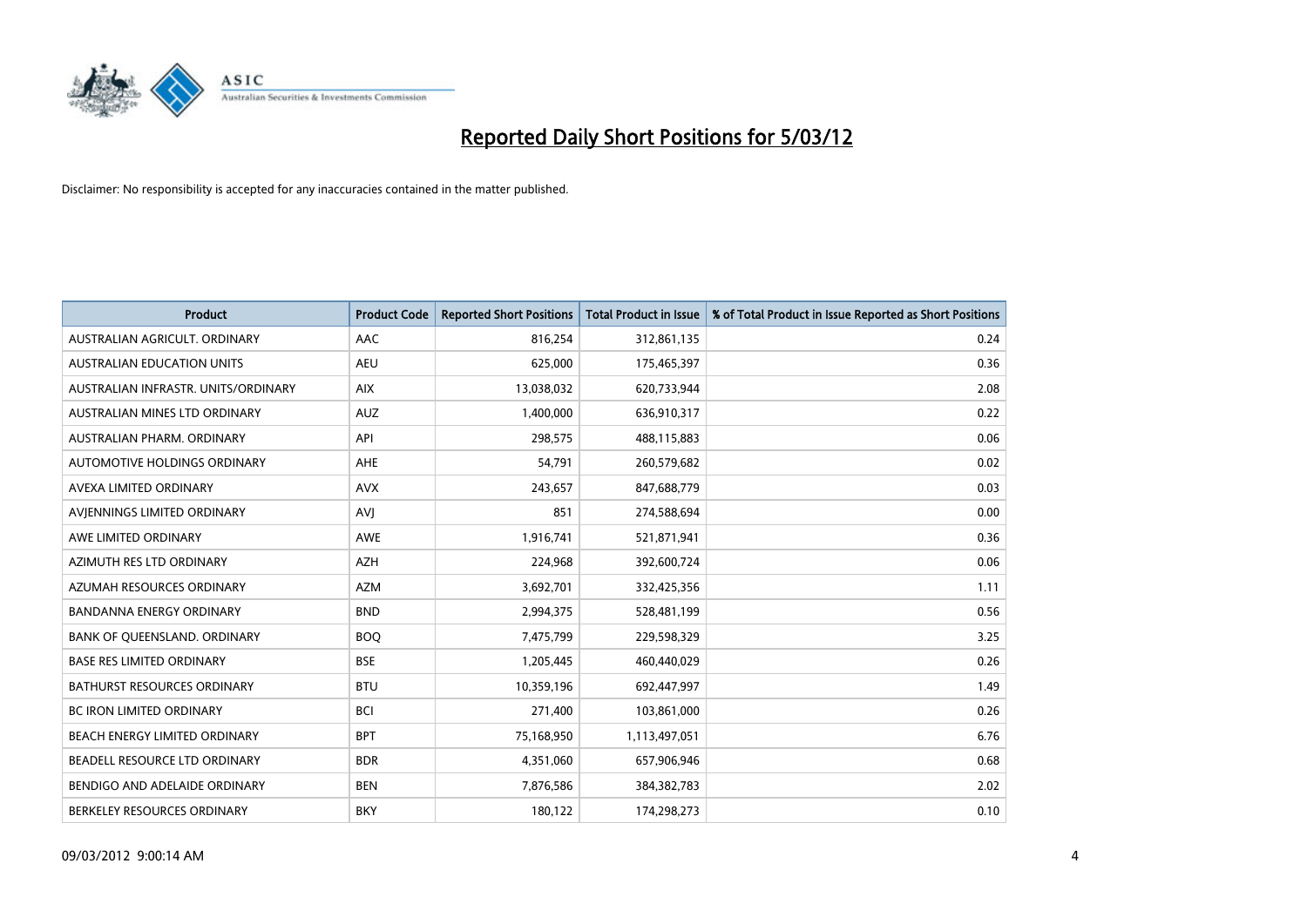# Reported Daily Short Positions for 5/03/12

Disclaimer: No responsibility is accepted for any inaccuracies contained in the matter published.

| Product | Product Code | Reported Short Positions | Total Product in Issue | % of Total Product in Issue Reported as Short Positions |
|---|---|---|---|---|
| AUSTRALIAN AGRICULT. ORDINARY | AAC | 816,254 | 312,861,135 | 0.24 |
| AUSTRALIAN EDUCATION UNITS | AEU | 625,000 | 175,465,397 | 0.36 |
| AUSTRALIAN INFRASTR. UNITS/ORDINARY | AIX | 13,038,032 | 620,733,944 | 2.08 |
| AUSTRALIAN MINES LTD ORDINARY | AUZ | 1,400,000 | 636,910,317 | 0.22 |
| AUSTRALIAN PHARM. ORDINARY | API | 298,575 | 488,115,883 | 0.06 |
| AUTOMOTIVE HOLDINGS ORDINARY | AHE | 54,791 | 260,579,682 | 0.02 |
| AVEXA LIMITED ORDINARY | AVX | 243,657 | 847,688,779 | 0.03 |
| AVJENNINGS LIMITED ORDINARY | AVJ | 851 | 274,588,694 | 0.00 |
| AWE LIMITED ORDINARY | AWE | 1,916,741 | 521,871,941 | 0.36 |
| AZIMUTH RES LTD ORDINARY | AZH | 224,968 | 392,600,724 | 0.06 |
| AZUMAH RESOURCES ORDINARY | AZM | 3,692,701 | 332,425,356 | 1.11 |
| BANDANNA ENERGY ORDINARY | BND | 2,994,375 | 528,481,199 | 0.56 |
| BANK OF QUEENSLAND. ORDINARY | BOQ | 7,475,799 | 229,598,329 | 3.25 |
| BASE RES LIMITED ORDINARY | BSE | 1,205,445 | 460,440,029 | 0.26 |
| BATHURST RESOURCES ORDINARY | BTU | 10,359,196 | 692,447,997 | 1.49 |
| BC IRON LIMITED ORDINARY | BCI | 271,400 | 103,861,000 | 0.26 |
| BEACH ENERGY LIMITED ORDINARY | BPT | 75,168,950 | 1,113,497,051 | 6.76 |
| BEADELL RESOURCE LTD ORDINARY | BDR | 4,351,060 | 657,906,946 | 0.68 |
| BENDIGO AND ADELAIDE ORDINARY | BEN | 7,876,586 | 384,382,783 | 2.02 |
| BERKELEY RESOURCES ORDINARY | BKY | 180,122 | 174,298,273 | 0.10 |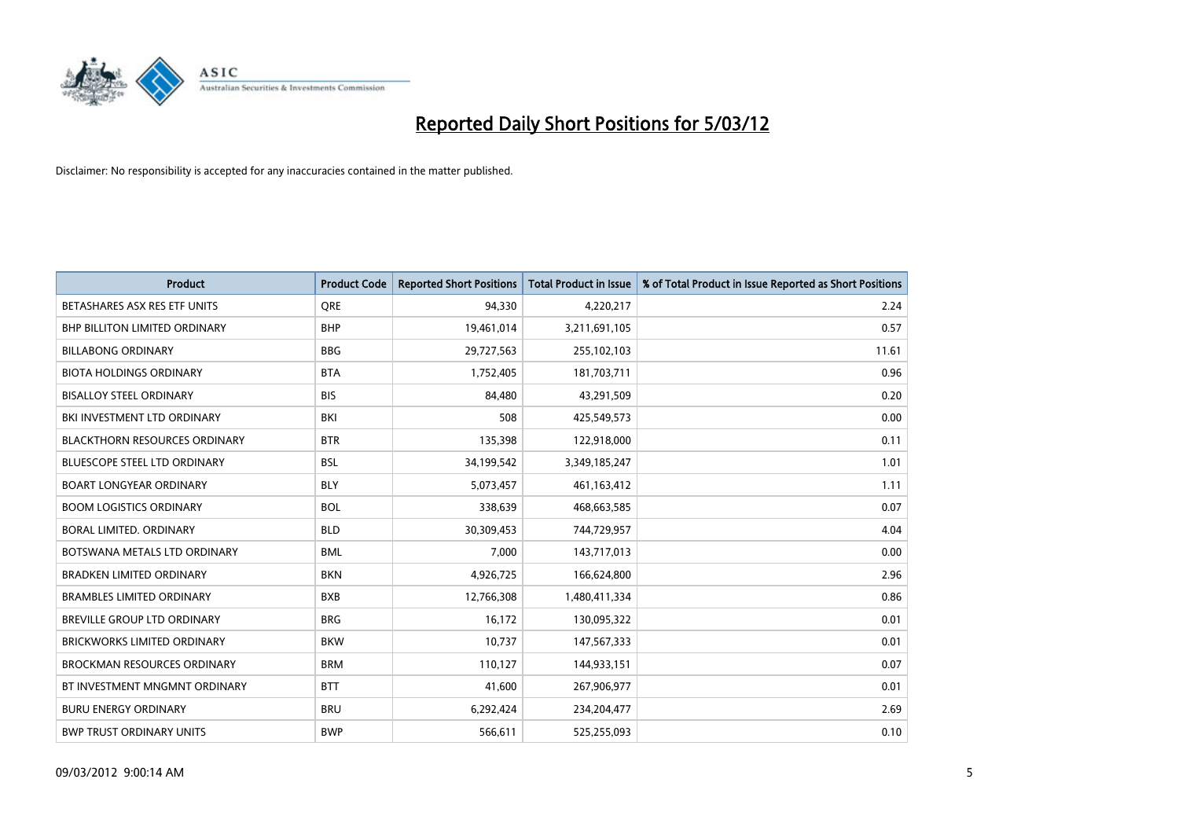# Reported Daily Short Positions for 5/03/12

Disclaimer: No responsibility is accepted for any inaccuracies contained in the matter published.

| Product | Product Code | Reported Short Positions | Total Product in Issue | % of Total Product in Issue Reported as Short Positions |
| --- | --- | --- | --- | --- |
| BETASHARES ASX RES ETF UNITS | QRE | 94,330 | 4,220,217 | 2.24 |
| BHP BILLITON LIMITED ORDINARY | BHP | 19,461,014 | 3,211,691,105 | 0.57 |
| BILLABONG ORDINARY | BBG | 29,727,563 | 255,102,103 | 11.61 |
| BIOTA HOLDINGS ORDINARY | BTA | 1,752,405 | 181,703,711 | 0.96 |
| BISALLOY STEEL ORDINARY | BIS | 84,480 | 43,291,509 | 0.20 |
| BKI INVESTMENT LTD ORDINARY | BKI | 508 | 425,549,573 | 0.00 |
| BLACKTHORN RESOURCES ORDINARY | BTR | 135,398 | 122,918,000 | 0.11 |
| BLUESCOPE STEEL LTD ORDINARY | BSL | 34,199,542 | 3,349,185,247 | 1.01 |
| BOART LONGYEAR ORDINARY | BLY | 5,073,457 | 461,163,412 | 1.11 |
| BOOM LOGISTICS ORDINARY | BOL | 338,639 | 468,663,585 | 0.07 |
| BORAL LIMITED. ORDINARY | BLD | 30,309,453 | 744,729,957 | 4.04 |
| BOTSWANA METALS LTD ORDINARY | BML | 7,000 | 143,717,013 | 0.00 |
| BRADKEN LIMITED ORDINARY | BKN | 4,926,725 | 166,624,800 | 2.96 |
| BRAMBLES LIMITED ORDINARY | BXB | 12,766,308 | 1,480,411,334 | 0.86 |
| BREVILLE GROUP LTD ORDINARY | BRG | 16,172 | 130,095,322 | 0.01 |
| BRICKWORKS LIMITED ORDINARY | BKW | 10,737 | 147,567,333 | 0.01 |
| BROCKMAN RESOURCES ORDINARY | BRM | 110,127 | 144,933,151 | 0.07 |
| BT INVESTMENT MNGMNT ORDINARY | BTT | 41,600 | 267,906,977 | 0.01 |
| BURU ENERGY ORDINARY | BRU | 6,292,424 | 234,204,477 | 2.69 |
| BWP TRUST ORDINARY UNITS | BWP | 566,611 | 525,255,093 | 0.10 |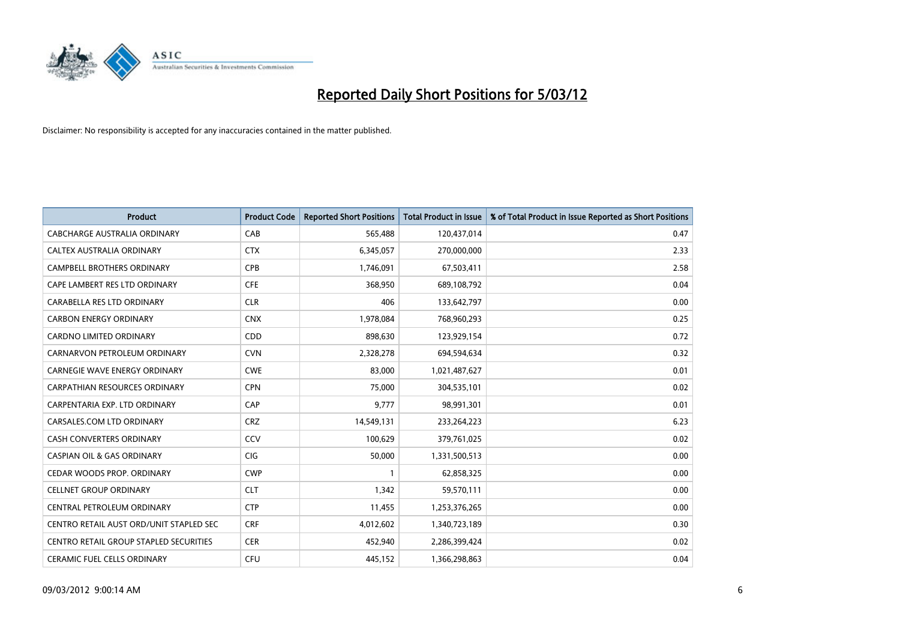# Reported Daily Short Positions for 5/03/12

Disclaimer: No responsibility is accepted for any inaccuracies contained in the matter published.

| Product | Product Code | Reported Short Positions | Total Product in Issue | % of Total Product in Issue Reported as Short Positions |
|---|---|---|---|---|
| CABCHARGE AUSTRALIA ORDINARY | CAB | 565,488 | 120,437,014 | 0.47 |
| CALTEX AUSTRALIA ORDINARY | CTX | 6,345,057 | 270,000,000 | 2.33 |
| CAMPBELL BROTHERS ORDINARY | CPB | 1,746,091 | 67,503,411 | 2.58 |
| CAPE LAMBERT RES LTD ORDINARY | CFE | 368,950 | 689,108,792 | 0.04 |
| CARABELLA RES LTD ORDINARY | CLR | 406 | 133,642,797 | 0.00 |
| CARBON ENERGY ORDINARY | CNX | 1,978,084 | 768,960,293 | 0.25 |
| CARDNO LIMITED ORDINARY | CDD | 898,630 | 123,929,154 | 0.72 |
| CARNARVON PETROLEUM ORDINARY | CVN | 2,328,278 | 694,594,634 | 0.32 |
| CARNEGIE WAVE ENERGY ORDINARY | CWE | 83,000 | 1,021,487,627 | 0.01 |
| CARPATHIAN RESOURCES ORDINARY | CPN | 75,000 | 304,535,101 | 0.02 |
| CARPENTARIA EXP. LTD ORDINARY | CAP | 9,777 | 98,991,301 | 0.01 |
| CARSALES.COM LTD ORDINARY | CRZ | 14,549,131 | 233,264,223 | 6.23 |
| CASH CONVERTERS ORDINARY | CCV | 100,629 | 379,761,025 | 0.02 |
| CASPIAN OIL & GAS ORDINARY | CIG | 50,000 | 1,331,500,513 | 0.00 |
| CEDAR WOODS PROP. ORDINARY | CWP | 1 | 62,858,325 | 0.00 |
| CELLNET GROUP ORDINARY | CLT | 1,342 | 59,570,111 | 0.00 |
| CENTRAL PETROLEUM ORDINARY | CTP | 11,455 | 1,253,376,265 | 0.00 |
| CENTRO RETAIL AUST ORD/UNIT STAPLED SEC | CRF | 4,012,602 | 1,340,723,189 | 0.30 |
| CENTRO RETAIL GROUP STAPLED SECURITIES | CER | 452,940 | 2,286,399,424 | 0.02 |
| CERAMIC FUEL CELLS ORDINARY | CFU | 445,152 | 1,366,298,863 | 0.04 |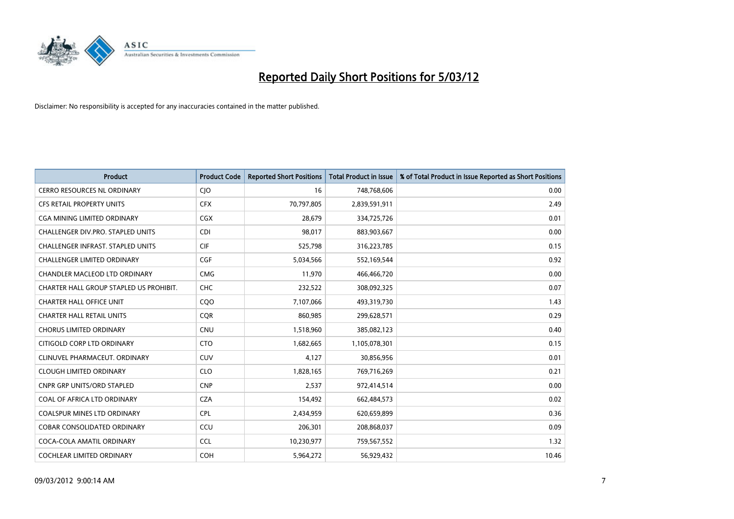# Reported Daily Short Positions for 5/03/12

Disclaimer: No responsibility is accepted for any inaccuracies contained in the matter published.

| Product | Product Code | Reported Short Positions | Total Product in Issue | % of Total Product in Issue Reported as Short Positions |
| --- | --- | --- | --- | --- |
| CERRO RESOURCES NL ORDINARY | CJO | 16 | 748,768,606 | 0.00 |
| CFS RETAIL PROPERTY UNITS | CFX | 70,797,805 | 2,839,591,911 | 2.49 |
| CGA MINING LIMITED ORDINARY | CGX | 28,679 | 334,725,726 | 0.01 |
| CHALLENGER DIV.PRO. STAPLED UNITS | CDI | 98,017 | 883,903,667 | 0.00 |
| CHALLENGER INFRAST. STAPLED UNITS | CIF | 525,798 | 316,223,785 | 0.15 |
| CHALLENGER LIMITED ORDINARY | CGF | 5,034,566 | 552,169,544 | 0.92 |
| CHANDLER MACLEOD LTD ORDINARY | CMG | 11,970 | 466,466,720 | 0.00 |
| CHARTER HALL GROUP STAPLED US PROHIBIT. | CHC | 232,522 | 308,092,325 | 0.07 |
| CHARTER HALL OFFICE UNIT | CQO | 7,107,066 | 493,319,730 | 1.43 |
| CHARTER HALL RETAIL UNITS | CQR | 860,985 | 299,628,571 | 0.29 |
| CHORUS LIMITED ORDINARY | CNU | 1,518,960 | 385,082,123 | 0.40 |
| CITIGOLD CORP LTD ORDINARY | CTO | 1,682,665 | 1,105,078,301 | 0.15 |
| CLINUVEL PHARMACEUT. ORDINARY | CUV | 4,127 | 30,856,956 | 0.01 |
| CLOUGH LIMITED ORDINARY | CLO | 1,828,165 | 769,716,269 | 0.21 |
| CNPR GRP UNITS/ORD STAPLED | CNP | 2,537 | 972,414,514 | 0.00 |
| COAL OF AFRICA LTD ORDINARY | CZA | 154,492 | 662,484,573 | 0.02 |
| COALSPUR MINES LTD ORDINARY | CPL | 2,434,959 | 620,659,899 | 0.36 |
| COBAR CONSOLIDATED ORDINARY | CCU | 206,301 | 208,868,037 | 0.09 |
| COCA-COLA AMATIL ORDINARY | CCL | 10,230,977 | 759,567,552 | 1.32 |
| COCHLEAR LIMITED ORDINARY | COH | 5,964,272 | 56,929,432 | 10.46 |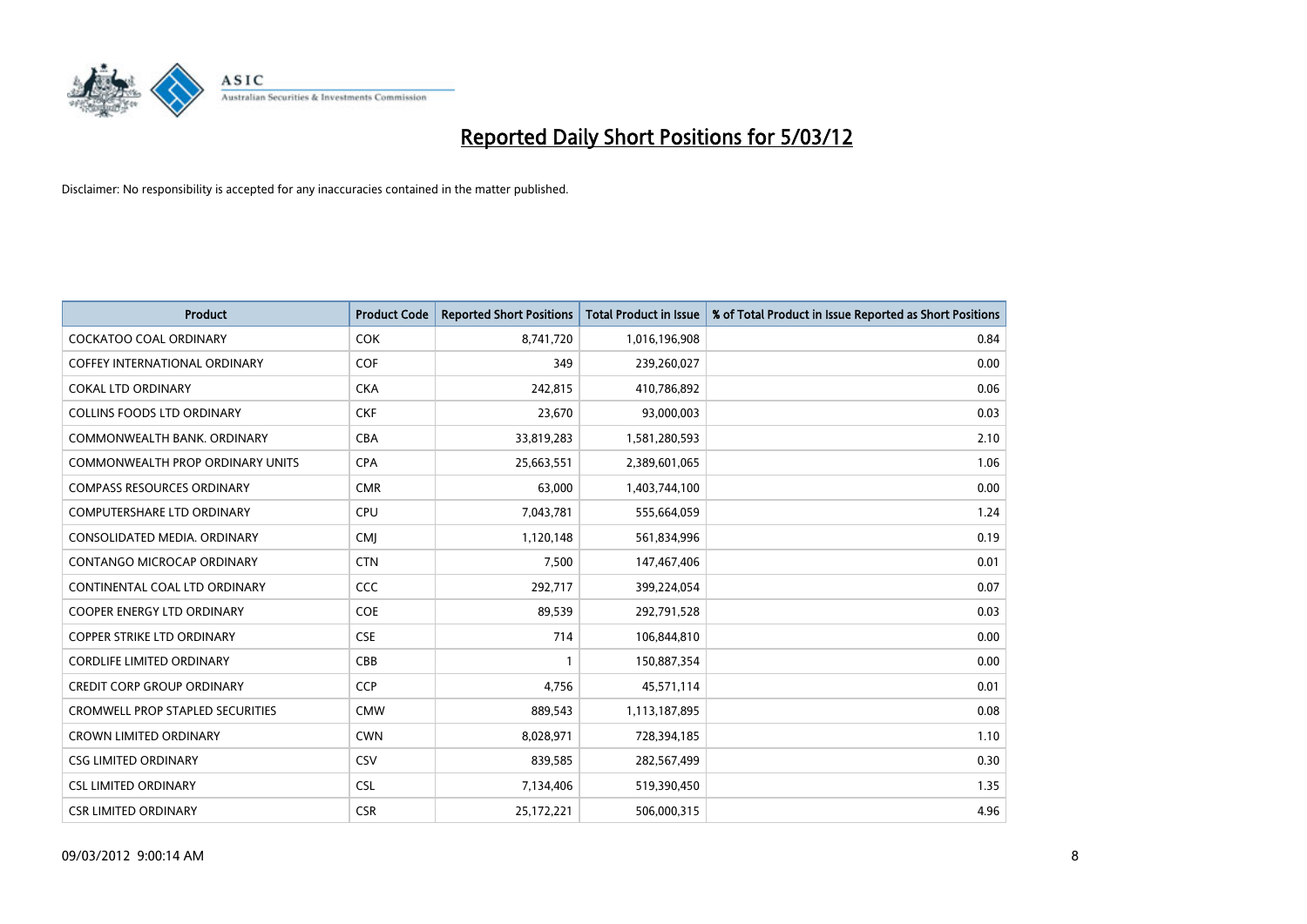# Reported Daily Short Positions for 5/03/12

Disclaimer: No responsibility is accepted for any inaccuracies contained in the matter published.

| Product | Product Code | Reported Short Positions | Total Product in Issue | % of Total Product in Issue Reported as Short Positions |
| --- | --- | --- | --- | --- |
| COCKATOO COAL ORDINARY | COK | 8,741,720 | 1,016,196,908 | 0.84 |
| COFFEY INTERNATIONAL ORDINARY | COF | 349 | 239,260,027 | 0.00 |
| COKAL LTD ORDINARY | CKA | 242,815 | 410,786,892 | 0.06 |
| COLLINS FOODS LTD ORDINARY | CKF | 23,670 | 93,000,003 | 0.03 |
| COMMONWEALTH BANK. ORDINARY | CBA | 33,819,283 | 1,581,280,593 | 2.10 |
| COMMONWEALTH PROP ORDINARY UNITS | CPA | 25,663,551 | 2,389,601,065 | 1.06 |
| COMPASS RESOURCES ORDINARY | CMR | 63,000 | 1,403,744,100 | 0.00 |
| COMPUTERSHARE LTD ORDINARY | CPU | 7,043,781 | 555,664,059 | 1.24 |
| CONSOLIDATED MEDIA. ORDINARY | CMJ | 1,120,148 | 561,834,996 | 0.19 |
| CONTANGO MICROCAP ORDINARY | CTN | 7,500 | 147,467,406 | 0.01 |
| CONTINENTAL COAL LTD ORDINARY | CCC | 292,717 | 399,224,054 | 0.07 |
| COOPER ENERGY LTD ORDINARY | COE | 89,539 | 292,791,528 | 0.03 |
| COPPER STRIKE LTD ORDINARY | CSE | 714 | 106,844,810 | 0.00 |
| CORDLIFE LIMITED ORDINARY | CBB | 1 | 150,887,354 | 0.00 |
| CREDIT CORP GROUP ORDINARY | CCP | 4,756 | 45,571,114 | 0.01 |
| CROMWELL PROP STAPLED SECURITIES | CMW | 889,543 | 1,113,187,895 | 0.08 |
| CROWN LIMITED ORDINARY | CWN | 8,028,971 | 728,394,185 | 1.10 |
| CSG LIMITED ORDINARY | CSV | 839,585 | 282,567,499 | 0.30 |
| CSL LIMITED ORDINARY | CSL | 7,134,406 | 519,390,450 | 1.35 |
| CSR LIMITED ORDINARY | CSR | 25,172,221 | 506,000,315 | 4.96 |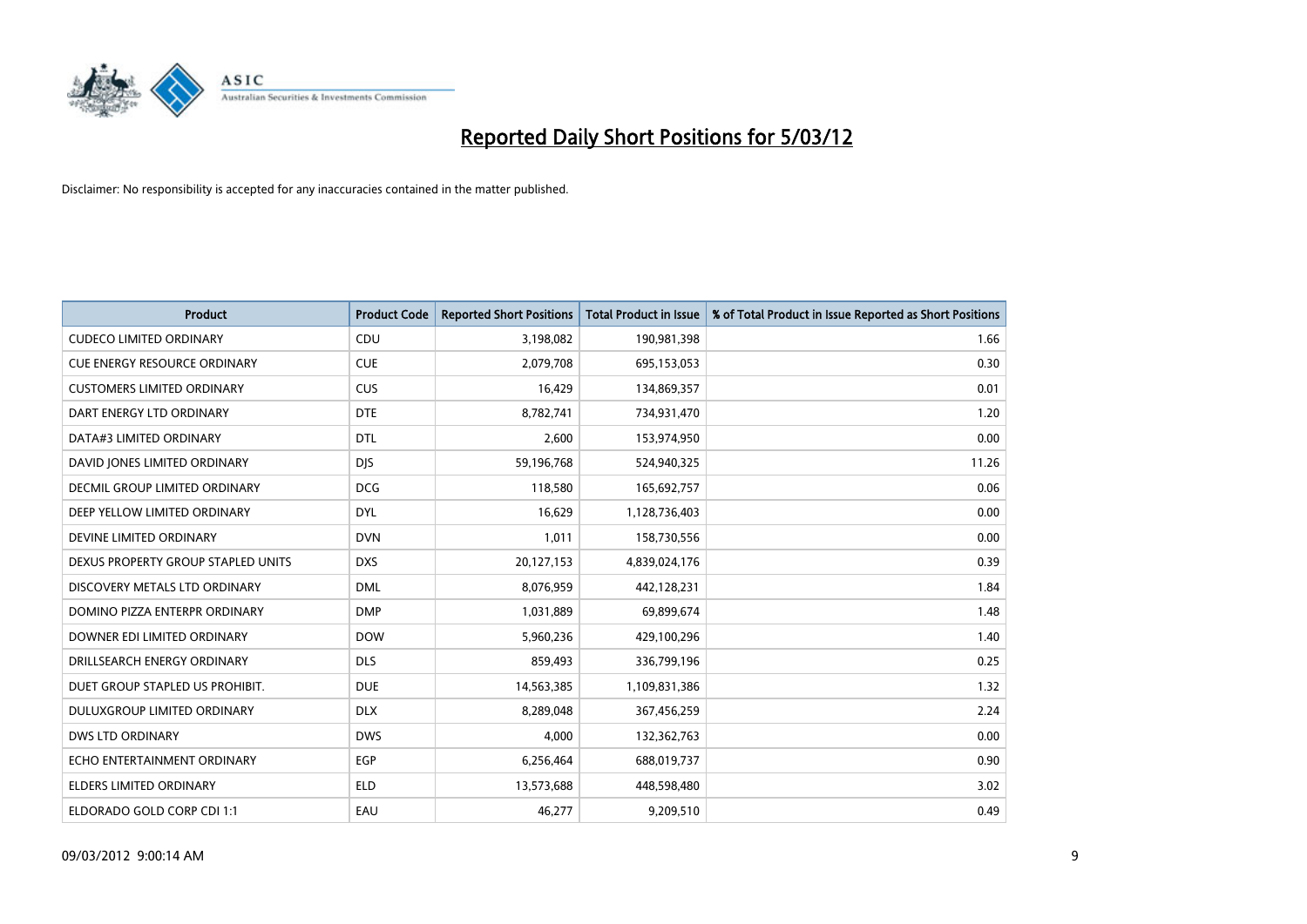# Reported Daily Short Positions for 5/03/12

Disclaimer: No responsibility is accepted for any inaccuracies contained in the matter published.

| Product | Product Code | Reported Short Positions | Total Product in Issue | % of Total Product in Issue Reported as Short Positions |
|---|---|---|---|---|
| CUDECO LIMITED ORDINARY | CDU | 3,198,082 | 190,981,398 | 1.66 |
| CUE ENERGY RESOURCE ORDINARY | CUE | 2,079,708 | 695,153,053 | 0.30 |
| CUSTOMERS LIMITED ORDINARY | CUS | 16,429 | 134,869,357 | 0.01 |
| DART ENERGY LTD ORDINARY | DTE | 8,782,741 | 734,931,470 | 1.20 |
| DATA#3 LIMITED ORDINARY | DTL | 2,600 | 153,974,950 | 0.00 |
| DAVID JONES LIMITED ORDINARY | DJS | 59,196,768 | 524,940,325 | 11.26 |
| DECMIL GROUP LIMITED ORDINARY | DCG | 118,580 | 165,692,757 | 0.06 |
| DEEP YELLOW LIMITED ORDINARY | DYL | 16,629 | 1,128,736,403 | 0.00 |
| DEVINE LIMITED ORDINARY | DVN | 1,011 | 158,730,556 | 0.00 |
| DEXUS PROPERTY GROUP STAPLED UNITS | DXS | 20,127,153 | 4,839,024,176 | 0.39 |
| DISCOVERY METALS LTD ORDINARY | DML | 8,076,959 | 442,128,231 | 1.84 |
| DOMINO PIZZA ENTERPR ORDINARY | DMP | 1,031,889 | 69,899,674 | 1.48 |
| DOWNER EDI LIMITED ORDINARY | DOW | 5,960,236 | 429,100,296 | 1.40 |
| DRILLSEARCH ENERGY ORDINARY | DLS | 859,493 | 336,799,196 | 0.25 |
| DUET GROUP STAPLED US PROHIBIT. | DUE | 14,563,385 | 1,109,831,386 | 1.32 |
| DULUXGROUP LIMITED ORDINARY | DLX | 8,289,048 | 367,456,259 | 2.24 |
| DWS LTD ORDINARY | DWS | 4,000 | 132,362,763 | 0.00 |
| ECHO ENTERTAINMENT ORDINARY | EGP | 6,256,464 | 688,019,737 | 0.90 |
| ELDERS LIMITED ORDINARY | ELD | 13,573,688 | 448,598,480 | 3.02 |
| ELDORADO GOLD CORP CDI 1:1 | EAU | 46,277 | 9,209,510 | 0.49 |

09/03/2012 9:00:14 AM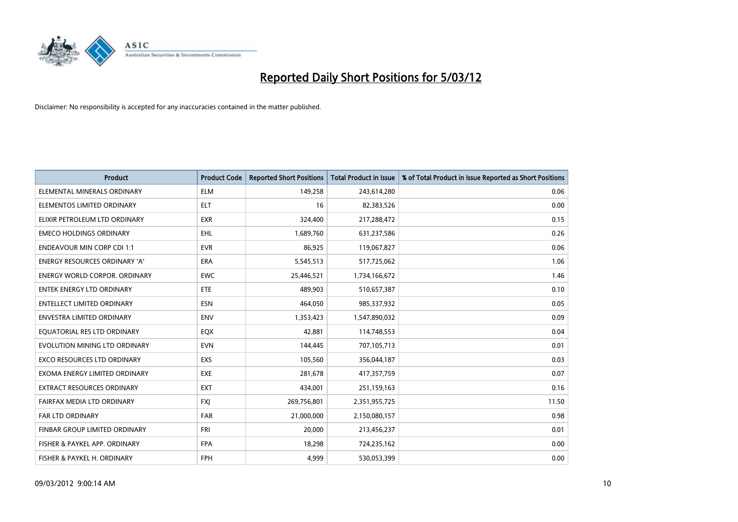# Reported Daily Short Positions for 5/03/12

Disclaimer: No responsibility is accepted for any inaccuracies contained in the matter published.

| Product | Product Code | Reported Short Positions | Total Product in Issue | % of Total Product in Issue Reported as Short Positions |
|---|---|---|---|---|
| ELEMENTAL MINERALS ORDINARY | ELM | 149,258 | 243,614,280 | 0.06 |
| ELEMENTOS LIMITED ORDINARY | ELT | 16 | 82,383,526 | 0.00 |
| ELIXIR PETROLEUM LTD ORDINARY | EXR | 324,400 | 217,288,472 | 0.15 |
| EMECO HOLDINGS ORDINARY | EHL | 1,689,760 | 631,237,586 | 0.26 |
| ENDEAVOUR MIN CORP CDI 1:1 | EVR | 86,925 | 119,067,827 | 0.06 |
| ENERGY RESOURCES ORDINARY 'A' | ERA | 5,545,513 | 517,725,062 | 1.06 |
| ENERGY WORLD CORPOR. ORDINARY | EWC | 25,446,521 | 1,734,166,672 | 1.46 |
| ENTEK ENERGY LTD ORDINARY | ETE | 489,903 | 510,657,387 | 0.10 |
| ENTELLECT LIMITED ORDINARY | ESN | 464,050 | 985,337,932 | 0.05 |
| ENVESTRA LIMITED ORDINARY | ENV | 1,353,423 | 1,547,890,032 | 0.09 |
| EQUATORIAL RES LTD ORDINARY | EQX | 42,881 | 114,748,553 | 0.04 |
| EVOLUTION MINING LTD ORDINARY | EVN | 144,445 | 707,105,713 | 0.01 |
| EXCO RESOURCES LTD ORDINARY | EXS | 105,560 | 356,044,187 | 0.03 |
| EXOMA ENERGY LIMITED ORDINARY | EXE | 281,678 | 417,357,759 | 0.07 |
| EXTRACT RESOURCES ORDINARY | EXT | 434,001 | 251,159,163 | 0.16 |
| FAIRFAX MEDIA LTD ORDINARY | FXJ | 269,756,801 | 2,351,955,725 | 11.50 |
| FAR LTD ORDINARY | FAR | 21,000,000 | 2,150,080,157 | 0.98 |
| FINBAR GROUP LIMITED ORDINARY | FRI | 20,000 | 213,456,237 | 0.01 |
| FISHER & PAYKEL APP. ORDINARY | FPA | 18,298 | 724,235,162 | 0.00 |
| FISHER & PAYKEL H. ORDINARY | FPH | 4,999 | 530,053,399 | 0.00 |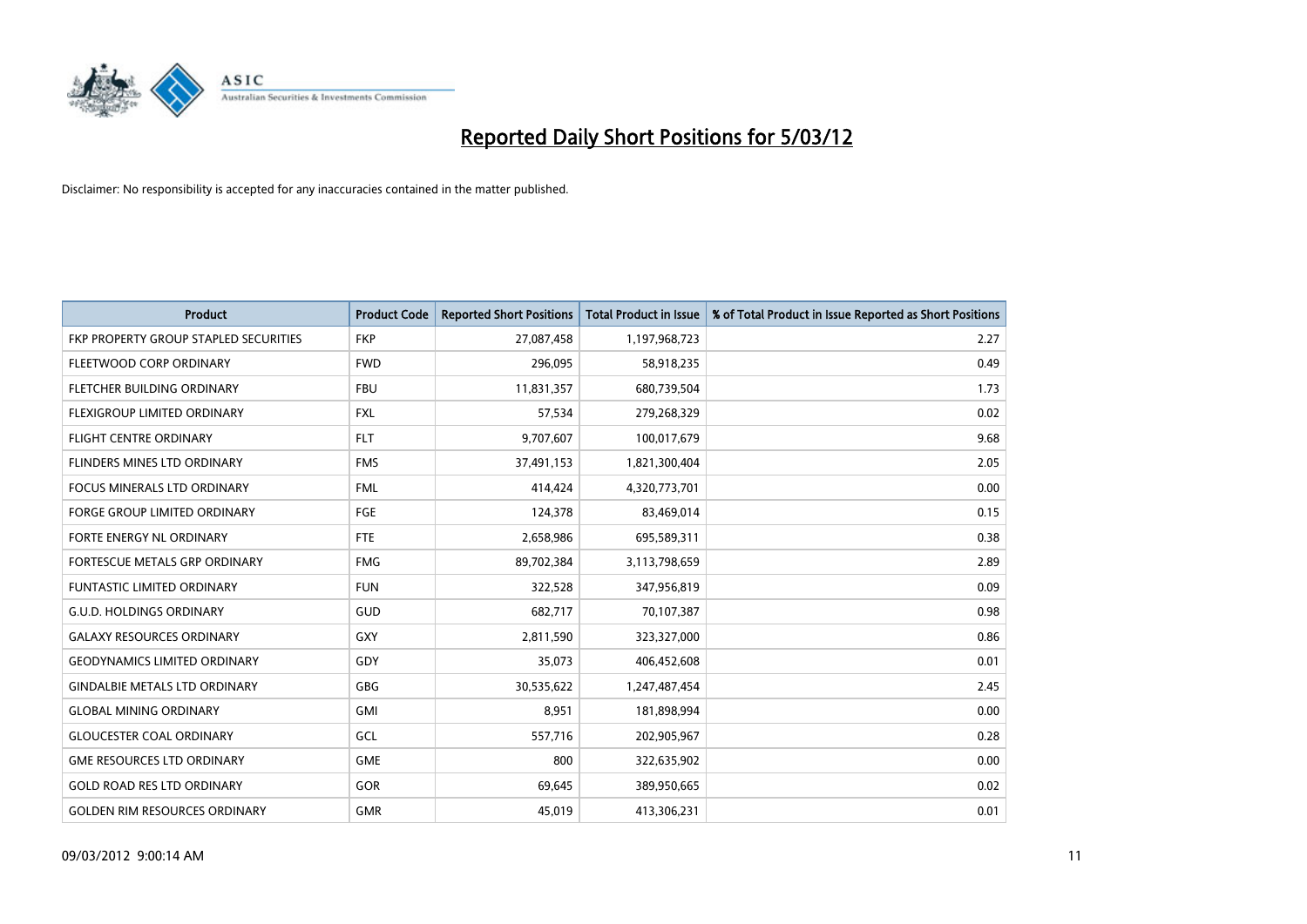# Reported Daily Short Positions for 5/03/12

Disclaimer: No responsibility is accepted for any inaccuracies contained in the matter published.

| Product | Product Code | Reported Short Positions | Total Product in Issue | % of Total Product in Issue Reported as Short Positions |
|---|---|---|---|---|
| FKP PROPERTY GROUP STAPLED SECURITIES | FKP | 27,087,458 | 1,197,968,723 | 2.27 |
| FLEETWOOD CORP ORDINARY | FWD | 296,095 | 58,918,235 | 0.49 |
| FLETCHER BUILDING ORDINARY | FBU | 11,831,357 | 680,739,504 | 1.73 |
| FLEXIGROUP LIMITED ORDINARY | FXL | 57,534 | 279,268,329 | 0.02 |
| FLIGHT CENTRE ORDINARY | FLT | 9,707,607 | 100,017,679 | 9.68 |
| FLINDERS MINES LTD ORDINARY | FMS | 37,491,153 | 1,821,300,404 | 2.05 |
| FOCUS MINERALS LTD ORDINARY | FML | 414,424 | 4,320,773,701 | 0.00 |
| FORGE GROUP LIMITED ORDINARY | FGE | 124,378 | 83,469,014 | 0.15 |
| FORTE ENERGY NL ORDINARY | FTE | 2,658,986 | 695,589,311 | 0.38 |
| FORTESCUE METALS GRP ORDINARY | FMG | 89,702,384 | 3,113,798,659 | 2.89 |
| FUNTASTIC LIMITED ORDINARY | FUN | 322,528 | 347,956,819 | 0.09 |
| G.U.D. HOLDINGS ORDINARY | GUD | 682,717 | 70,107,387 | 0.98 |
| GALAXY RESOURCES ORDINARY | GXY | 2,811,590 | 323,327,000 | 0.86 |
| GEODYNAMICS LIMITED ORDINARY | GDY | 35,073 | 406,452,608 | 0.01 |
| GINDALBIE METALS LTD ORDINARY | GBG | 30,535,622 | 1,247,487,454 | 2.45 |
| GLOBAL MINING ORDINARY | GMI | 8,951 | 181,898,994 | 0.00 |
| GLOUCESTER COAL ORDINARY | GCL | 557,716 | 202,905,967 | 0.28 |
| GME RESOURCES LTD ORDINARY | GME | 800 | 322,635,902 | 0.00 |
| GOLD ROAD RES LTD ORDINARY | GOR | 69,645 | 389,950,665 | 0.02 |
| GOLDEN RIM RESOURCES ORDINARY | GMR | 45,019 | 413,306,231 | 0.01 |

09/03/2012 9:00:14 AM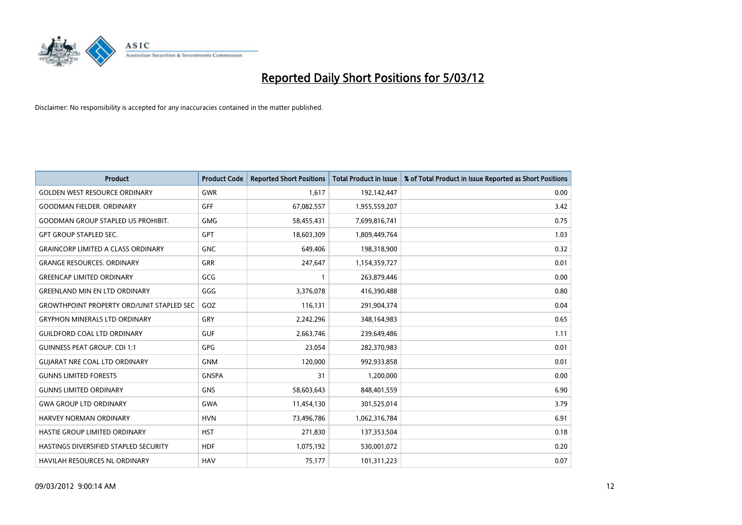# Reported Daily Short Positions for 5/03/12

Disclaimer: No responsibility is accepted for any inaccuracies contained in the matter published.

| Product | Product Code | Reported Short Positions | Total Product in Issue | % of Total Product in Issue Reported as Short Positions |
|---|---|---|---|---|
| GOLDEN WEST RESOURCE ORDINARY | GWR | 1,617 | 192,142,447 | 0.00 |
| GOODMAN FIELDER. ORDINARY | GFF | 67,082,557 | 1,955,559,207 | 3.42 |
| GOODMAN GROUP STAPLED US PROHIBIT. | GMG | 58,455,431 | 7,699,816,741 | 0.75 |
| GPT GROUP STAPLED SEC. | GPT | 18,603,309 | 1,809,449,764 | 1.03 |
| GRAINCORP LIMITED A CLASS ORDINARY | GNC | 649,406 | 198,318,900 | 0.32 |
| GRANGE RESOURCES. ORDINARY | GRR | 247,647 | 1,154,359,727 | 0.01 |
| GREENCAP LIMITED ORDINARY | GCG | 1 | 263,879,446 | 0.00 |
| GREENLAND MIN EN LTD ORDINARY | GGG | 3,376,078 | 416,390,488 | 0.80 |
| GROWTHPOINT PROPERTY ORD/UNIT STAPLED SEC | GOZ | 116,131 | 291,904,374 | 0.04 |
| GRYPHON MINERALS LTD ORDINARY | GRY | 2,242,296 | 348,164,983 | 0.65 |
| GUILDFORD COAL LTD ORDINARY | GUF | 2,663,746 | 239,649,486 | 1.11 |
| GUINNESS PEAT GROUP. CDI 1:1 | GPG | 23,054 | 282,370,983 | 0.01 |
| GUJARAT NRE COAL LTD ORDINARY | GNM | 120,000 | 992,933,858 | 0.01 |
| GUNNS LIMITED FORESTS | GNSPA | 31 | 1,200,000 | 0.00 |
| GUNNS LIMITED ORDINARY | GNS | 58,603,643 | 848,401,559 | 6.90 |
| GWA GROUP LTD ORDINARY | GWA | 11,454,130 | 301,525,014 | 3.79 |
| HARVEY NORMAN ORDINARY | HVN | 73,496,786 | 1,062,316,784 | 6.91 |
| HASTIE GROUP LIMITED ORDINARY | HST | 271,830 | 137,353,504 | 0.18 |
| HASTINGS DIVERSIFIED STAPLED SECURITY | HDF | 1,075,192 | 530,001,072 | 0.20 |
| HAVILAH RESOURCES NL ORDINARY | HAV | 75,177 | 101,311,223 | 0.07 |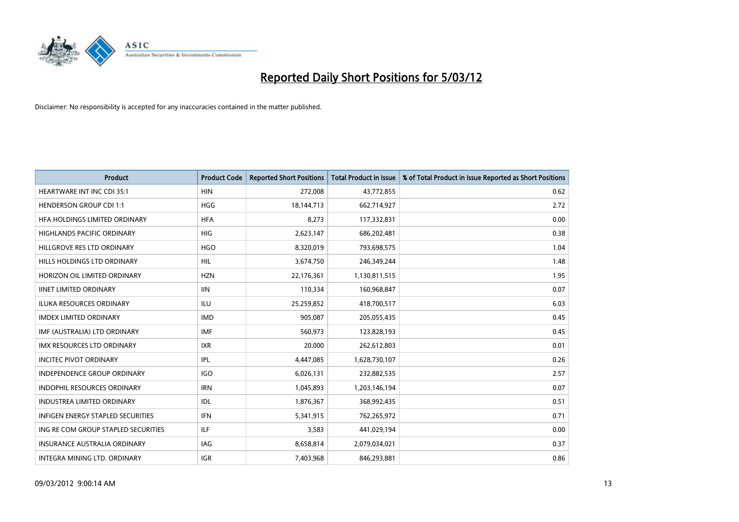# Reported Daily Short Positions for 5/03/12

Disclaimer: No responsibility is accepted for any inaccuracies contained in the matter published.

| Product | Product Code | Reported Short Positions | Total Product in Issue | % of Total Product in Issue Reported as Short Positions |
|---|---|---|---|---|
| HEARTWARE INT INC CDI 35:1 | HIN | 272,008 | 43,772,855 | 0.62 |
| HENDERSON GROUP CDI 1:1 | HGG | 18,144,713 | 662,714,927 | 2.72 |
| HFA HOLDINGS LIMITED ORDINARY | HFA | 8,273 | 117,332,831 | 0.00 |
| HIGHLANDS PACIFIC ORDINARY | HIG | 2,623,147 | 686,202,481 | 0.38 |
| HILLGROVE RES LTD ORDINARY | HGO | 8,320,019 | 793,698,575 | 1.04 |
| HILLS HOLDINGS LTD ORDINARY | HIL | 3,674,750 | 246,349,244 | 1.48 |
| HORIZON OIL LIMITED ORDINARY | HZN | 22,176,361 | 1,130,811,515 | 1.95 |
| IINET LIMITED ORDINARY | IIN | 110,334 | 160,968,847 | 0.07 |
| ILUKA RESOURCES ORDINARY | ILU | 25,259,852 | 418,700,517 | 6.03 |
| IMDEX LIMITED ORDINARY | IMD | 905,087 | 205,055,435 | 0.45 |
| IMF (AUSTRALIA) LTD ORDINARY | IMF | 560,973 | 123,828,193 | 0.45 |
| IMX RESOURCES LTD ORDINARY | IXR | 20,000 | 262,612,803 | 0.01 |
| INCITEC PIVOT ORDINARY | IPL | 4,447,085 | 1,628,730,107 | 0.26 |
| INDEPENDENCE GROUP ORDINARY | IGO | 6,026,131 | 232,882,535 | 2.57 |
| INDOPHIL RESOURCES ORDINARY | IRN | 1,045,893 | 1,203,146,194 | 0.07 |
| INDUSTREA LIMITED ORDINARY | IDL | 1,876,367 | 368,992,435 | 0.51 |
| INFIGEN ENERGY STAPLED SECURITIES | IFN | 5,341,915 | 762,265,972 | 0.71 |
| ING RE COM GROUP STAPLED SECURITIES | ILF | 3,583 | 441,029,194 | 0.00 |
| INSURANCE AUSTRALIA ORDINARY | IAG | 8,658,814 | 2,079,034,021 | 0.37 |
| INTEGRA MINING LTD. ORDINARY | IGR | 7,403,968 | 846,293,881 | 0.86 |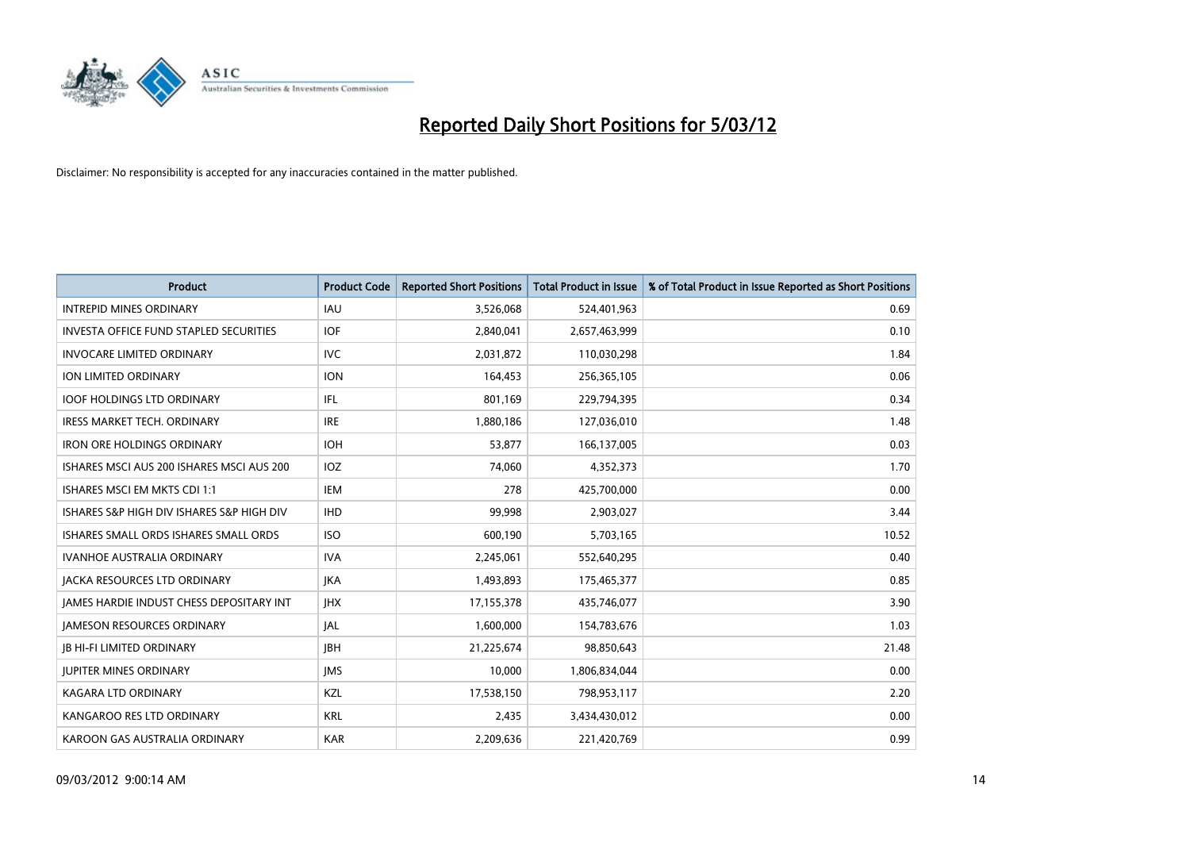# Reported Daily Short Positions for 5/03/12

Disclaimer: No responsibility is accepted for any inaccuracies contained in the matter published.

| Product | Product Code | Reported Short Positions | Total Product in Issue | % of Total Product in Issue Reported as Short Positions |
|---|---|---|---|---|
| INTREPID MINES ORDINARY | IAU | 3,526,068 | 524,401,963 | 0.69 |
| INVESTA OFFICE FUND STAPLED SECURITIES | IOF | 2,840,041 | 2,657,463,999 | 0.10 |
| INVOCARE LIMITED ORDINARY | IVC | 2,031,872 | 110,030,298 | 1.84 |
| ION LIMITED ORDINARY | ION | 164,453 | 256,365,105 | 0.06 |
| IOOF HOLDINGS LTD ORDINARY | IFL | 801,169 | 229,794,395 | 0.34 |
| IRESS MARKET TECH. ORDINARY | IRE | 1,880,186 | 127,036,010 | 1.48 |
| IRON ORE HOLDINGS ORDINARY | IOH | 53,877 | 166,137,005 | 0.03 |
| ISHARES MSCI AUS 200 ISHARES MSCI AUS 200 | IOZ | 74,060 | 4,352,373 | 1.70 |
| ISHARES MSCI EM MKTS CDI 1:1 | IEM | 278 | 425,700,000 | 0.00 |
| ISHARES S&P HIGH DIV ISHARES S&P HIGH DIV | IHD | 99,998 | 2,903,027 | 3.44 |
| ISHARES SMALL ORDS ISHARES SMALL ORDS | ISO | 600,190 | 5,703,165 | 10.52 |
| IVANHOE AUSTRALIA ORDINARY | IVA | 2,245,061 | 552,640,295 | 0.40 |
| JACKA RESOURCES LTD ORDINARY | JKA | 1,493,893 | 175,465,377 | 0.85 |
| JAMES HARDIE INDUST CHESS DEPOSITARY INT | JHX | 17,155,378 | 435,746,077 | 3.90 |
| JAMESON RESOURCES ORDINARY | JAL | 1,600,000 | 154,783,676 | 1.03 |
| JB HI-FI LIMITED ORDINARY | JBH | 21,225,674 | 98,850,643 | 21.48 |
| JUPITER MINES ORDINARY | JMS | 10,000 | 1,806,834,044 | 0.00 |
| KAGARA LTD ORDINARY | KZL | 17,538,150 | 798,953,117 | 2.20 |
| KANGAROO RES LTD ORDINARY | KRL | 2,435 | 3,434,430,012 | 0.00 |
| KAROON GAS AUSTRALIA ORDINARY | KAR | 2,209,636 | 221,420,769 | 0.99 |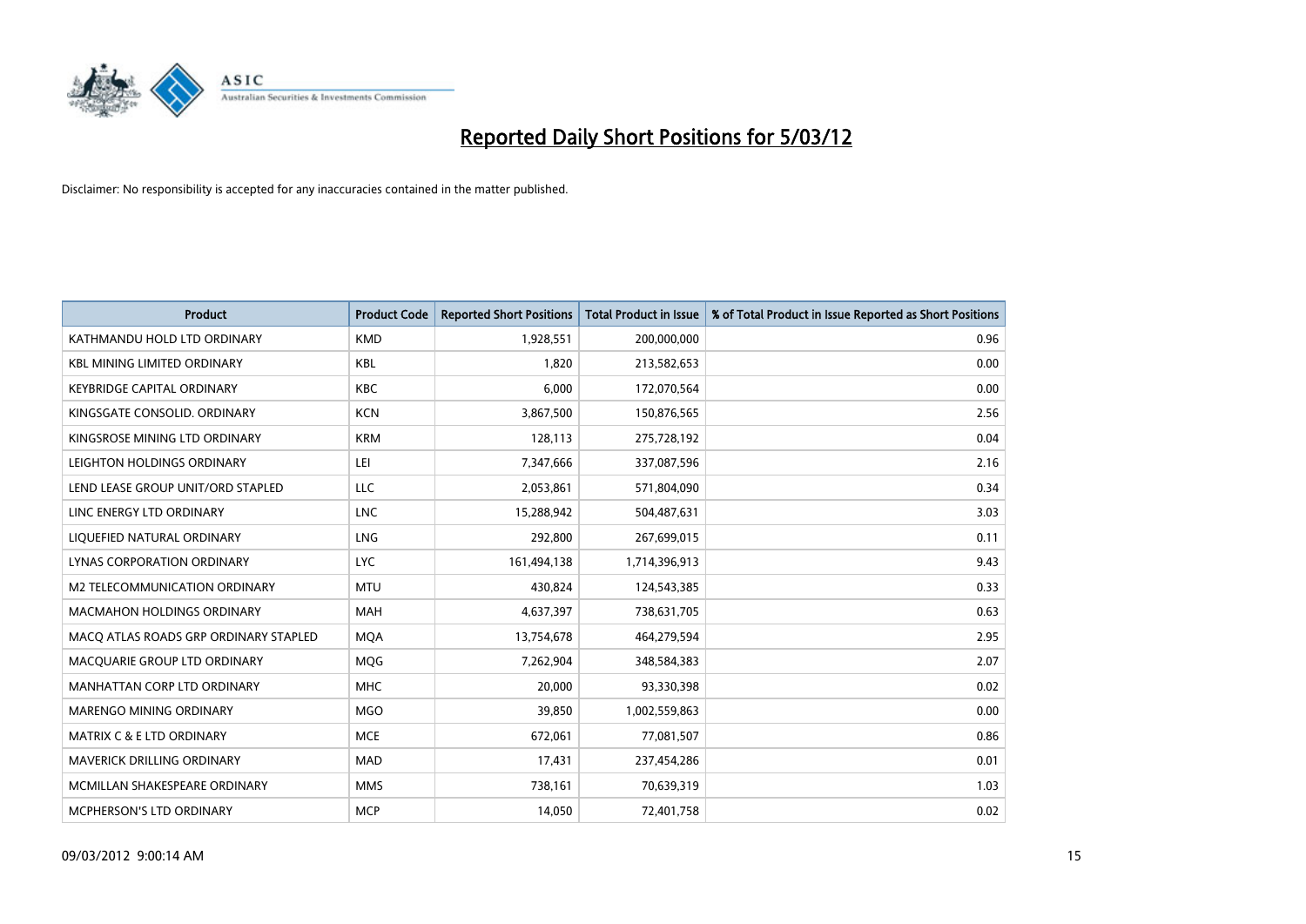# Reported Daily Short Positions for 5/03/12

Disclaimer: No responsibility is accepted for any inaccuracies contained in the matter published.

| Product | Product Code | Reported Short Positions | Total Product in Issue | % of Total Product in Issue Reported as Short Positions |
|---|---|---|---|---|
| KATHMANDU HOLD LTD ORDINARY | KMD | 1,928,551 | 200,000,000 | 0.96 |
| KBL MINING LIMITED ORDINARY | KBL | 1,820 | 213,582,653 | 0.00 |
| KEYBRIDGE CAPITAL ORDINARY | KBC | 6,000 | 172,070,564 | 0.00 |
| KINGSGATE CONSOLID. ORDINARY | KCN | 3,867,500 | 150,876,565 | 2.56 |
| KINGSROSE MINING LTD ORDINARY | KRM | 128,113 | 275,728,192 | 0.04 |
| LEIGHTON HOLDINGS ORDINARY | LEI | 7,347,666 | 337,087,596 | 2.16 |
| LEND LEASE GROUP UNIT/ORD STAPLED | LLC | 2,053,861 | 571,804,090 | 0.34 |
| LINC ENERGY LTD ORDINARY | LNC | 15,288,942 | 504,487,631 | 3.03 |
| LIQUEFIED NATURAL ORDINARY | LNG | 292,800 | 267,699,015 | 0.11 |
| LYNAS CORPORATION ORDINARY | LYC | 161,494,138 | 1,714,396,913 | 9.43 |
| M2 TELECOMMUNICATION ORDINARY | MTU | 430,824 | 124,543,385 | 0.33 |
| MACMAHON HOLDINGS ORDINARY | MAH | 4,637,397 | 738,631,705 | 0.63 |
| MACQ ATLAS ROADS GRP ORDINARY STAPLED | MQA | 13,754,678 | 464,279,594 | 2.95 |
| MACQUARIE GROUP LTD ORDINARY | MQG | 7,262,904 | 348,584,383 | 2.07 |
| MANHATTAN CORP LTD ORDINARY | MHC | 20,000 | 93,330,398 | 0.02 |
| MARENGO MINING ORDINARY | MGO | 39,850 | 1,002,559,863 | 0.00 |
| MATRIX C & E LTD ORDINARY | MCE | 672,061 | 77,081,507 | 0.86 |
| MAVERICK DRILLING ORDINARY | MAD | 17,431 | 237,454,286 | 0.01 |
| MCMILLAN SHAKESPEARE ORDINARY | MMS | 738,161 | 70,639,319 | 1.03 |
| MCPHERSON'S LTD ORDINARY | MCP | 14,050 | 72,401,758 | 0.02 |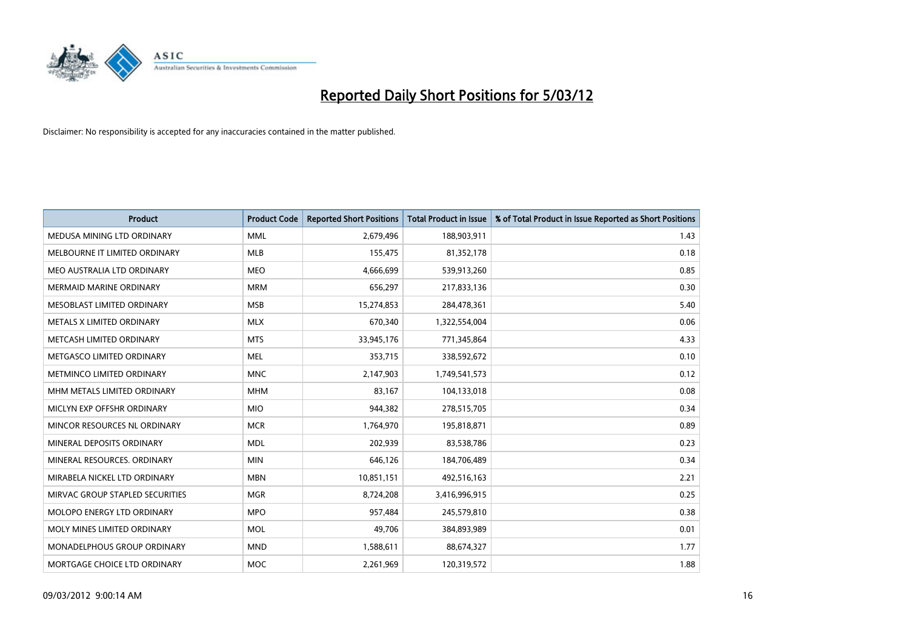# Reported Daily Short Positions for 5/03/12

Disclaimer: No responsibility is accepted for any inaccuracies contained in the matter published.

| Product | Product Code | Reported Short Positions | Total Product in Issue | % of Total Product in Issue Reported as Short Positions |
|---|---|---|---|---|
| MEDUSA MINING LTD ORDINARY | MML | 2,679,496 | 188,903,911 | 1.43 |
| MELBOURNE IT LIMITED ORDINARY | MLB | 155,475 | 81,352,178 | 0.18 |
| MEO AUSTRALIA LTD ORDINARY | MEO | 4,666,699 | 539,913,260 | 0.85 |
| MERMAID MARINE ORDINARY | MRM | 656,297 | 217,833,136 | 0.30 |
| MESOBLAST LIMITED ORDINARY | MSB | 15,274,853 | 284,478,361 | 5.40 |
| METALS X LIMITED ORDINARY | MLX | 670,340 | 1,322,554,004 | 0.06 |
| METCASH LIMITED ORDINARY | MTS | 33,945,176 | 771,345,864 | 4.33 |
| METGASCO LIMITED ORDINARY | MEL | 353,715 | 338,592,672 | 0.10 |
| METMINCO LIMITED ORDINARY | MNC | 2,147,903 | 1,749,541,573 | 0.12 |
| MHM METALS LIMITED ORDINARY | MHM | 83,167 | 104,133,018 | 0.08 |
| MICLYN EXP OFFSHR ORDINARY | MIO | 944,382 | 278,515,705 | 0.34 |
| MINCOR RESOURCES NL ORDINARY | MCR | 1,764,970 | 195,818,871 | 0.89 |
| MINERAL DEPOSITS ORDINARY | MDL | 202,939 | 83,538,786 | 0.23 |
| MINERAL RESOURCES. ORDINARY | MIN | 646,126 | 184,706,489 | 0.34 |
| MIRABELA NICKEL LTD ORDINARY | MBN | 10,851,151 | 492,516,163 | 2.21 |
| MIRVAC GROUP STAPLED SECURITIES | MGR | 8,724,208 | 3,416,996,915 | 0.25 |
| MOLOPO ENERGY LTD ORDINARY | MPO | 957,484 | 245,579,810 | 0.38 |
| MOLY MINES LIMITED ORDINARY | MOL | 49,706 | 384,893,989 | 0.01 |
| MONADELPHOUS GROUP ORDINARY | MND | 1,588,611 | 88,674,327 | 1.77 |
| MORTGAGE CHOICE LTD ORDINARY | MOC | 2,261,969 | 120,319,572 | 1.88 |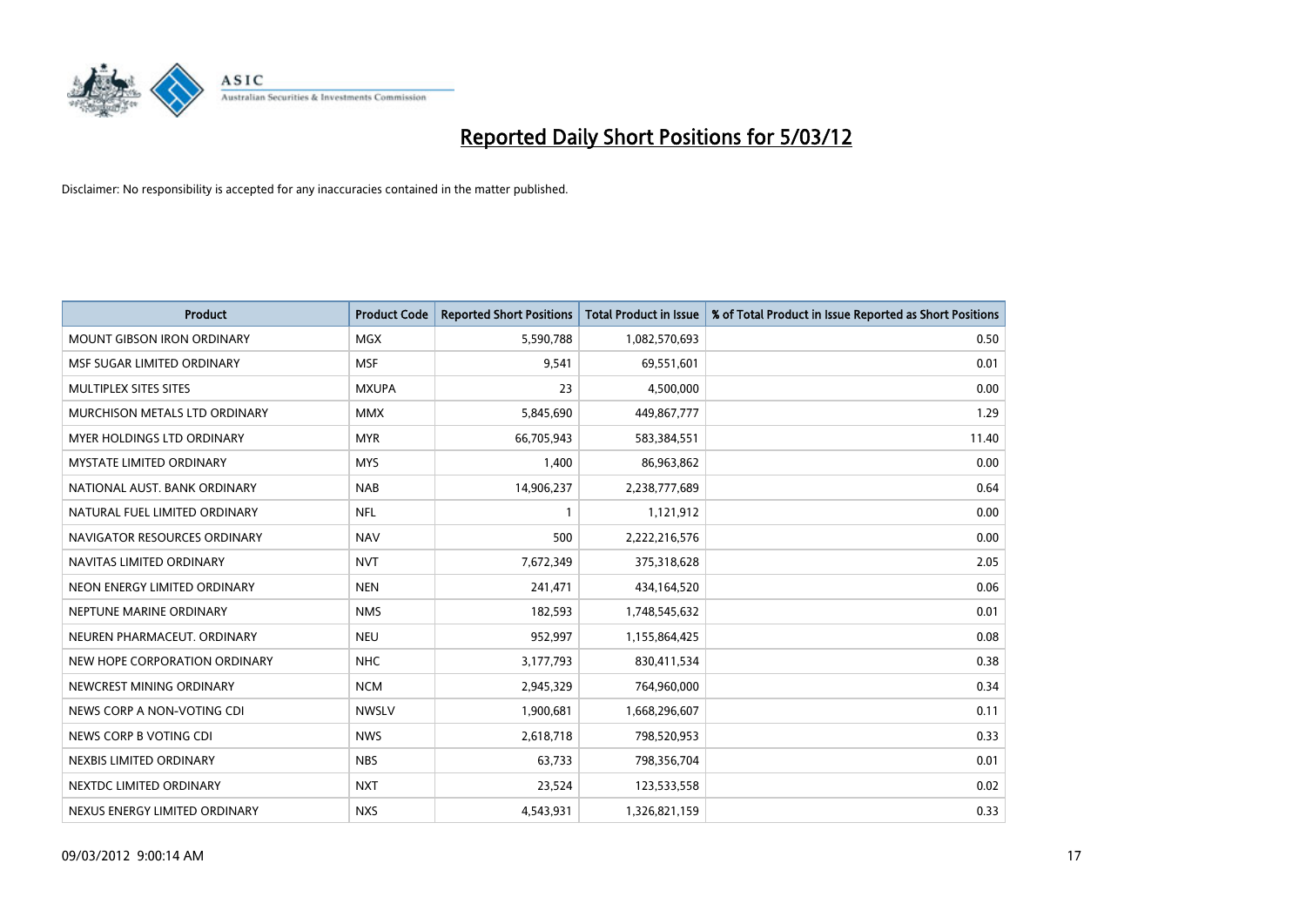# Reported Daily Short Positions for 5/03/12

Disclaimer: No responsibility is accepted for any inaccuracies contained in the matter published.

| Product | Product Code | Reported Short Positions | Total Product in Issue | % of Total Product in Issue Reported as Short Positions |
|---|---|---|---|---|
| MOUNT GIBSON IRON ORDINARY | MGX | 5,590,788 | 1,082,570,693 | 0.50 |
| MSF SUGAR LIMITED ORDINARY | MSF | 9,541 | 69,551,601 | 0.01 |
| MULTIPLEX SITES SITES | MXUPA | 23 | 4,500,000 | 0.00 |
| MURCHISON METALS LTD ORDINARY | MMX | 5,845,690 | 449,867,777 | 1.29 |
| MYER HOLDINGS LTD ORDINARY | MYR | 66,705,943 | 583,384,551 | 11.40 |
| MYSTATE LIMITED ORDINARY | MYS | 1,400 | 86,963,862 | 0.00 |
| NATIONAL AUST. BANK ORDINARY | NAB | 14,906,237 | 2,238,777,689 | 0.64 |
| NATURAL FUEL LIMITED ORDINARY | NFL | 1 | 1,121,912 | 0.00 |
| NAVIGATOR RESOURCES ORDINARY | NAV | 500 | 2,222,216,576 | 0.00 |
| NAVITAS LIMITED ORDINARY | NVT | 7,672,349 | 375,318,628 | 2.05 |
| NEON ENERGY LIMITED ORDINARY | NEN | 241,471 | 434,164,520 | 0.06 |
| NEPTUNE MARINE ORDINARY | NMS | 182,593 | 1,748,545,632 | 0.01 |
| NEUREN PHARMACEUT. ORDINARY | NEU | 952,997 | 1,155,864,425 | 0.08 |
| NEW HOPE CORPORATION ORDINARY | NHC | 3,177,793 | 830,411,534 | 0.38 |
| NEWCREST MINING ORDINARY | NCM | 2,945,329 | 764,960,000 | 0.34 |
| NEWS CORP A NON-VOTING CDI | NWSLV | 1,900,681 | 1,668,296,607 | 0.11 |
| NEWS CORP B VOTING CDI | NWS | 2,618,718 | 798,520,953 | 0.33 |
| NEXBIS LIMITED ORDINARY | NBS | 63,733 | 798,356,704 | 0.01 |
| NEXTDC LIMITED ORDINARY | NXT | 23,524 | 123,533,558 | 0.02 |
| NEXUS ENERGY LIMITED ORDINARY | NXS | 4,543,931 | 1,326,821,159 | 0.33 |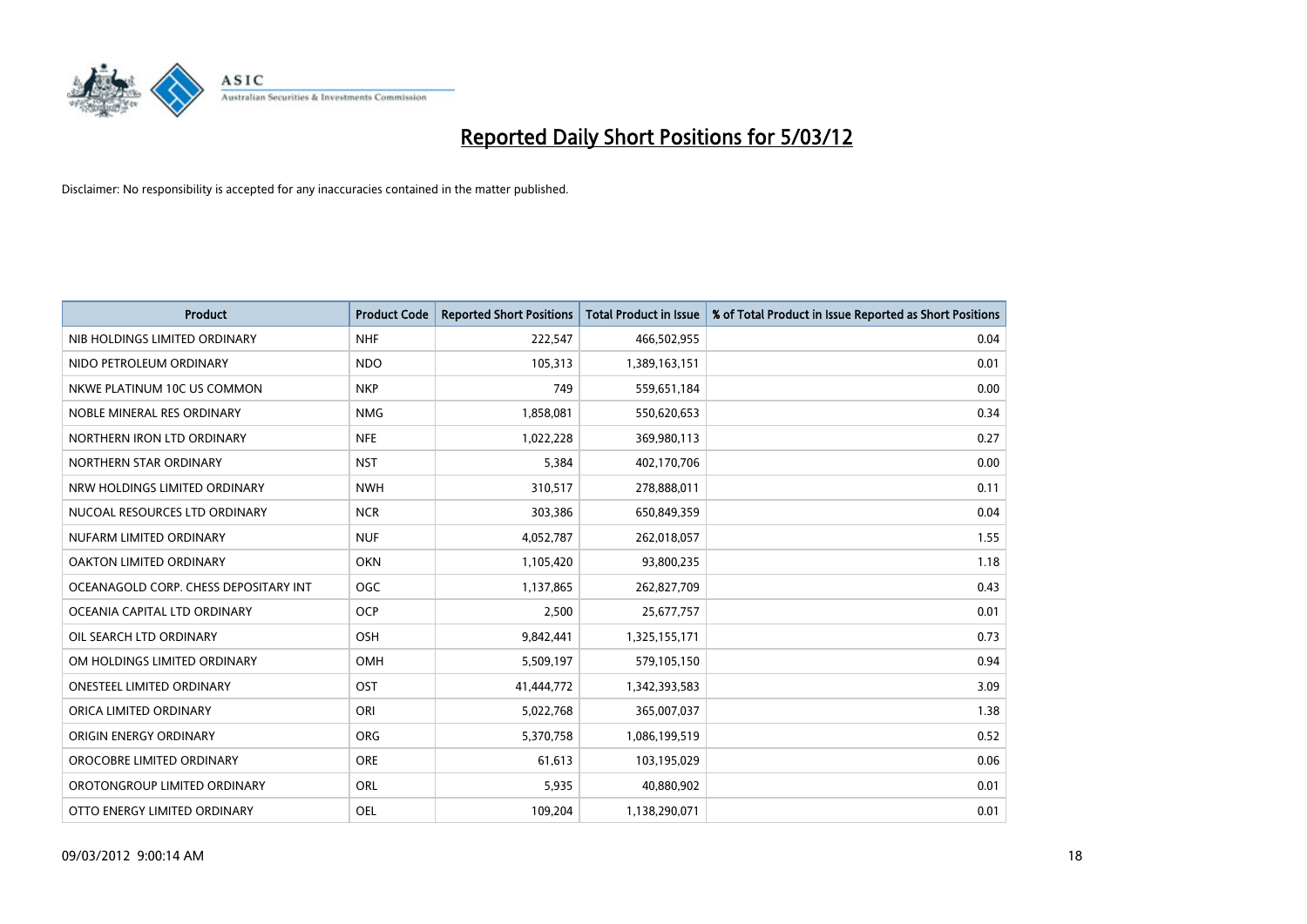# Reported Daily Short Positions for 5/03/12

Disclaimer: No responsibility is accepted for any inaccuracies contained in the matter published.

| Product | Product Code | Reported Short Positions | Total Product in Issue | % of Total Product in Issue Reported as Short Positions |
| --- | --- | --- | --- | --- |
| NIB HOLDINGS LIMITED ORDINARY | NHF | 222,547 | 466,502,955 | 0.04 |
| NIDO PETROLEUM ORDINARY | NDO | 105,313 | 1,389,163,151 | 0.01 |
| NKWE PLATINUM 10C US COMMON | NKP | 749 | 559,651,184 | 0.00 |
| NOBLE MINERAL RES ORDINARY | NMG | 1,858,081 | 550,620,653 | 0.34 |
| NORTHERN IRON LTD ORDINARY | NFE | 1,022,228 | 369,980,113 | 0.27 |
| NORTHERN STAR ORDINARY | NST | 5,384 | 402,170,706 | 0.00 |
| NRW HOLDINGS LIMITED ORDINARY | NWH | 310,517 | 278,888,011 | 0.11 |
| NUCOAL RESOURCES LTD ORDINARY | NCR | 303,386 | 650,849,359 | 0.04 |
| NUFARM LIMITED ORDINARY | NUF | 4,052,787 | 262,018,057 | 1.55 |
| OAKTON LIMITED ORDINARY | OKN | 1,105,420 | 93,800,235 | 1.18 |
| OCEANAGOLD CORP. CHESS DEPOSITARY INT | OGC | 1,137,865 | 262,827,709 | 0.43 |
| OCEANIA CAPITAL LTD ORDINARY | OCP | 2,500 | 25,677,757 | 0.01 |
| OIL SEARCH LTD ORDINARY | OSH | 9,842,441 | 1,325,155,171 | 0.73 |
| OM HOLDINGS LIMITED ORDINARY | OMH | 5,509,197 | 579,105,150 | 0.94 |
| ONESTEEL LIMITED ORDINARY | OST | 41,444,772 | 1,342,393,583 | 3.09 |
| ORICA LIMITED ORDINARY | ORI | 5,022,768 | 365,007,037 | 1.38 |
| ORIGIN ENERGY ORDINARY | ORG | 5,370,758 | 1,086,199,519 | 0.52 |
| OROCOBRE LIMITED ORDINARY | ORE | 61,613 | 103,195,029 | 0.06 |
| OROTONGROUP LIMITED ORDINARY | ORL | 5,935 | 40,880,902 | 0.01 |
| OTTO ENERGY LIMITED ORDINARY | OEL | 109,204 | 1,138,290,071 | 0.01 |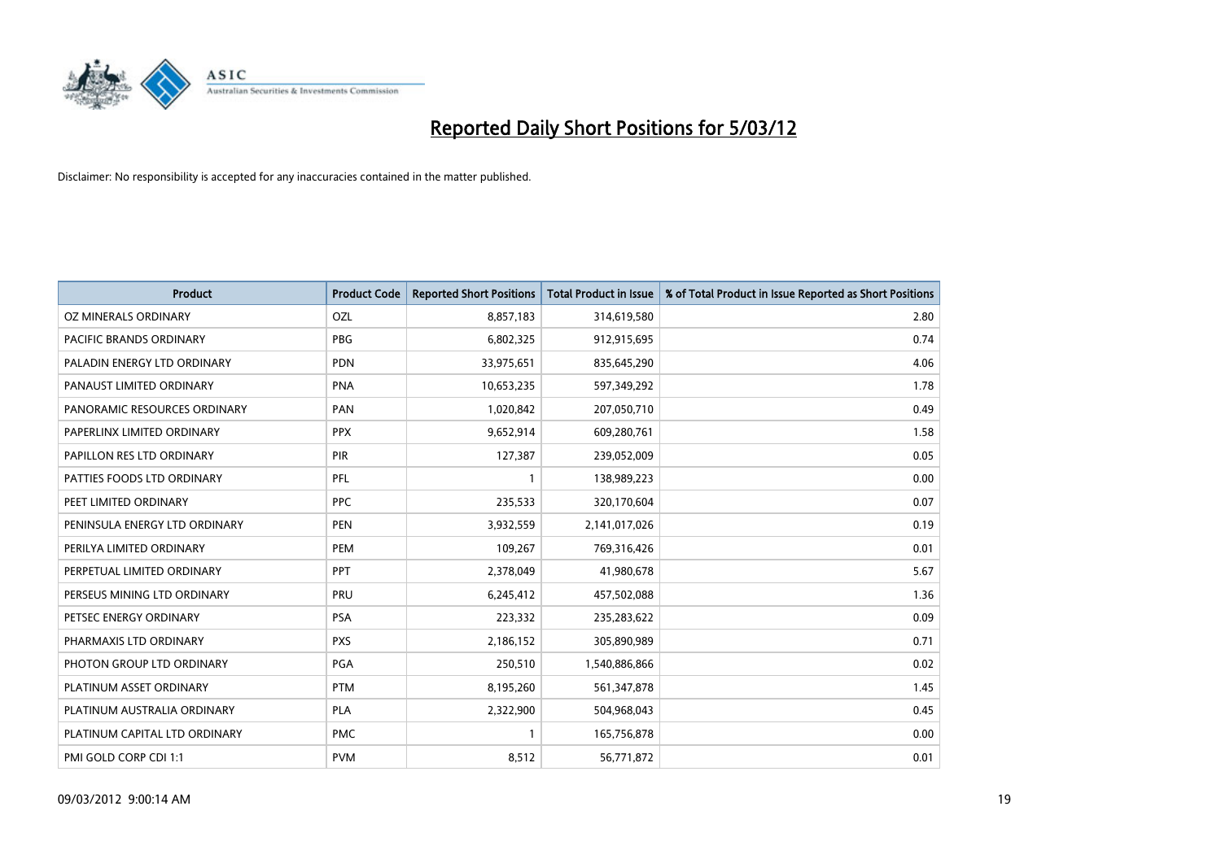# Reported Daily Short Positions for 5/03/12

Disclaimer: No responsibility is accepted for any inaccuracies contained in the matter published.

| Product | Product Code | Reported Short Positions | Total Product in Issue | % of Total Product in Issue Reported as Short Positions |
|---|---|---|---|---|
| OZ MINERALS ORDINARY | OZL | 8,857,183 | 314,619,580 | 2.80 |
| PACIFIC BRANDS ORDINARY | PBG | 6,802,325 | 912,915,695 | 0.74 |
| PALADIN ENERGY LTD ORDINARY | PDN | 33,975,651 | 835,645,290 | 4.06 |
| PANAUST LIMITED ORDINARY | PNA | 10,653,235 | 597,349,292 | 1.78 |
| PANORAMIC RESOURCES ORDINARY | PAN | 1,020,842 | 207,050,710 | 0.49 |
| PAPERLINX LIMITED ORDINARY | PPX | 9,652,914 | 609,280,761 | 1.58 |
| PAPILLON RES LTD ORDINARY | PIR | 127,387 | 239,052,009 | 0.05 |
| PATTIES FOODS LTD ORDINARY | PFL | 1 | 138,989,223 | 0.00 |
| PEET LIMITED ORDINARY | PPC | 235,533 | 320,170,604 | 0.07 |
| PENINSULA ENERGY LTD ORDINARY | PEN | 3,932,559 | 2,141,017,026 | 0.19 |
| PERILYA LIMITED ORDINARY | PEM | 109,267 | 769,316,426 | 0.01 |
| PERPETUAL LIMITED ORDINARY | PPT | 2,378,049 | 41,980,678 | 5.67 |
| PERSEUS MINING LTD ORDINARY | PRU | 6,245,412 | 457,502,088 | 1.36 |
| PETSEC ENERGY ORDINARY | PSA | 223,332 | 235,283,622 | 0.09 |
| PHARMAXIS LTD ORDINARY | PXS | 2,186,152 | 305,890,989 | 0.71 |
| PHOTON GROUP LTD ORDINARY | PGA | 250,510 | 1,540,886,866 | 0.02 |
| PLATINUM ASSET ORDINARY | PTM | 8,195,260 | 561,347,878 | 1.45 |
| PLATINUM AUSTRALIA ORDINARY | PLA | 2,322,900 | 504,968,043 | 0.45 |
| PLATINUM CAPITAL LTD ORDINARY | PMC | 1 | 165,756,878 | 0.00 |
| PMI GOLD CORP CDI 1:1 | PVM | 8,512 | 56,771,872 | 0.01 |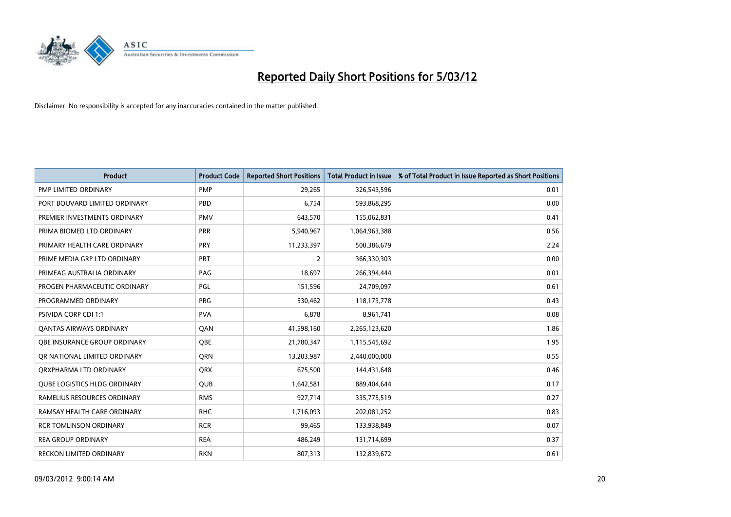# Reported Daily Short Positions for 5/03/12

Disclaimer: No responsibility is accepted for any inaccuracies contained in the matter published.

| Product | Product Code | Reported Short Positions | Total Product in Issue | % of Total Product in Issue Reported as Short Positions |
|---|---|---|---|---|
| PMP LIMITED ORDINARY | PMP | 29,265 | 326,543,596 | 0.01 |
| PORT BOUVARD LIMITED ORDINARY | PBD | 6,754 | 593,868,295 | 0.00 |
| PREMIER INVESTMENTS ORDINARY | PMV | 643,570 | 155,062,831 | 0.41 |
| PRIMA BIOMED LTD ORDINARY | PRR | 5,940,967 | 1,064,963,388 | 0.56 |
| PRIMARY HEALTH CARE ORDINARY | PRY | 11,233,397 | 500,386,679 | 2.24 |
| PRIME MEDIA GRP LTD ORDINARY | PRT | 2 | 366,330,303 | 0.00 |
| PRIMEAG AUSTRALIA ORDINARY | PAG | 18,697 | 266,394,444 | 0.01 |
| PROGEN PHARMACEUTIC ORDINARY | PGL | 151,596 | 24,709,097 | 0.61 |
| PROGRAMMED ORDINARY | PRG | 530,462 | 118,173,778 | 0.43 |
| PSIVIDA CORP CDI 1:1 | PVA | 6,878 | 8,961,741 | 0.08 |
| QANTAS AIRWAYS ORDINARY | QAN | 41,598,160 | 2,265,123,620 | 1.86 |
| QBE INSURANCE GROUP ORDINARY | QBE | 21,780,347 | 1,115,545,692 | 1.95 |
| QR NATIONAL LIMITED ORDINARY | QRN | 13,203,987 | 2,440,000,000 | 0.55 |
| QRXPHARMA LTD ORDINARY | QRX | 675,500 | 144,431,648 | 0.46 |
| QUBE LOGISTICS HLDG ORDINARY | QUB | 1,642,581 | 889,404,644 | 0.17 |
| RAMELIUS RESOURCES ORDINARY | RMS | 927,714 | 335,775,519 | 0.27 |
| RAMSAY HEALTH CARE ORDINARY | RHC | 1,716,093 | 202,081,252 | 0.83 |
| RCR TOMLINSON ORDINARY | RCR | 99,465 | 133,938,849 | 0.07 |
| REA GROUP ORDINARY | REA | 486,249 | 131,714,699 | 0.37 |
| RECKON LIMITED ORDINARY | RKN | 807,313 | 132,839,672 | 0.61 |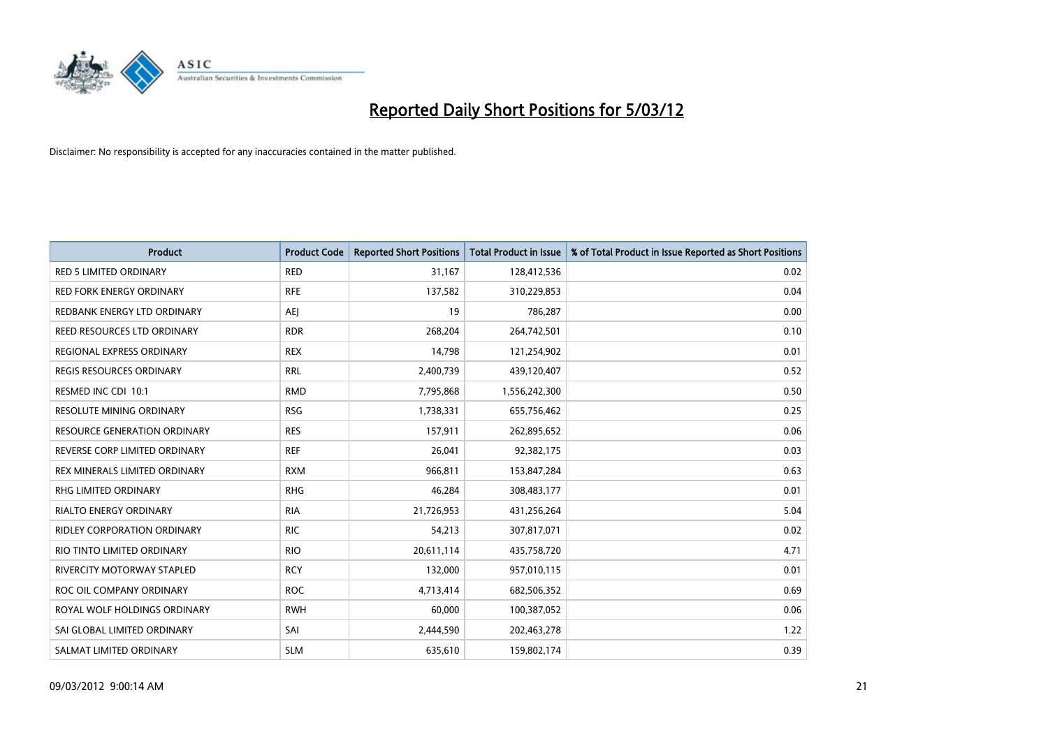# Reported Daily Short Positions for 5/03/12

Disclaimer: No responsibility is accepted for any inaccuracies contained in the matter published.

| Product | Product Code | Reported Short Positions | Total Product in Issue | % of Total Product in Issue Reported as Short Positions |
|---|---|---|---|---|
| RED 5 LIMITED ORDINARY | RED | 31,167 | 128,412,536 | 0.02 |
| RED FORK ENERGY ORDINARY | RFE | 137,582 | 310,229,853 | 0.04 |
| REDBANK ENERGY LTD ORDINARY | AEJ | 19 | 786,287 | 0.00 |
| REED RESOURCES LTD ORDINARY | RDR | 268,204 | 264,742,501 | 0.10 |
| REGIONAL EXPRESS ORDINARY | REX | 14,798 | 121,254,902 | 0.01 |
| REGIS RESOURCES ORDINARY | RRL | 2,400,739 | 439,120,407 | 0.52 |
| RESMED INC CDI 10:1 | RMD | 7,795,868 | 1,556,242,300 | 0.50 |
| RESOLUTE MINING ORDINARY | RSG | 1,738,331 | 655,756,462 | 0.25 |
| RESOURCE GENERATION ORDINARY | RES | 157,911 | 262,895,652 | 0.06 |
| REVERSE CORP LIMITED ORDINARY | REF | 26,041 | 92,382,175 | 0.03 |
| REX MINERALS LIMITED ORDINARY | RXM | 966,811 | 153,847,284 | 0.63 |
| RHG LIMITED ORDINARY | RHG | 46,284 | 308,483,177 | 0.01 |
| RIALTO ENERGY ORDINARY | RIA | 21,726,953 | 431,256,264 | 5.04 |
| RIDLEY CORPORATION ORDINARY | RIC | 54,213 | 307,817,071 | 0.02 |
| RIO TINTO LIMITED ORDINARY | RIO | 20,611,114 | 435,758,720 | 4.71 |
| RIVERCITY MOTORWAY STAPLED | RCY | 132,000 | 957,010,115 | 0.01 |
| ROC OIL COMPANY ORDINARY | ROC | 4,713,414 | 682,506,352 | 0.69 |
| ROYAL WOLF HOLDINGS ORDINARY | RWH | 60,000 | 100,387,052 | 0.06 |
| SAI GLOBAL LIMITED ORDINARY | SAI | 2,444,590 | 202,463,278 | 1.22 |
| SALMAT LIMITED ORDINARY | SLM | 635,610 | 159,802,174 | 0.39 |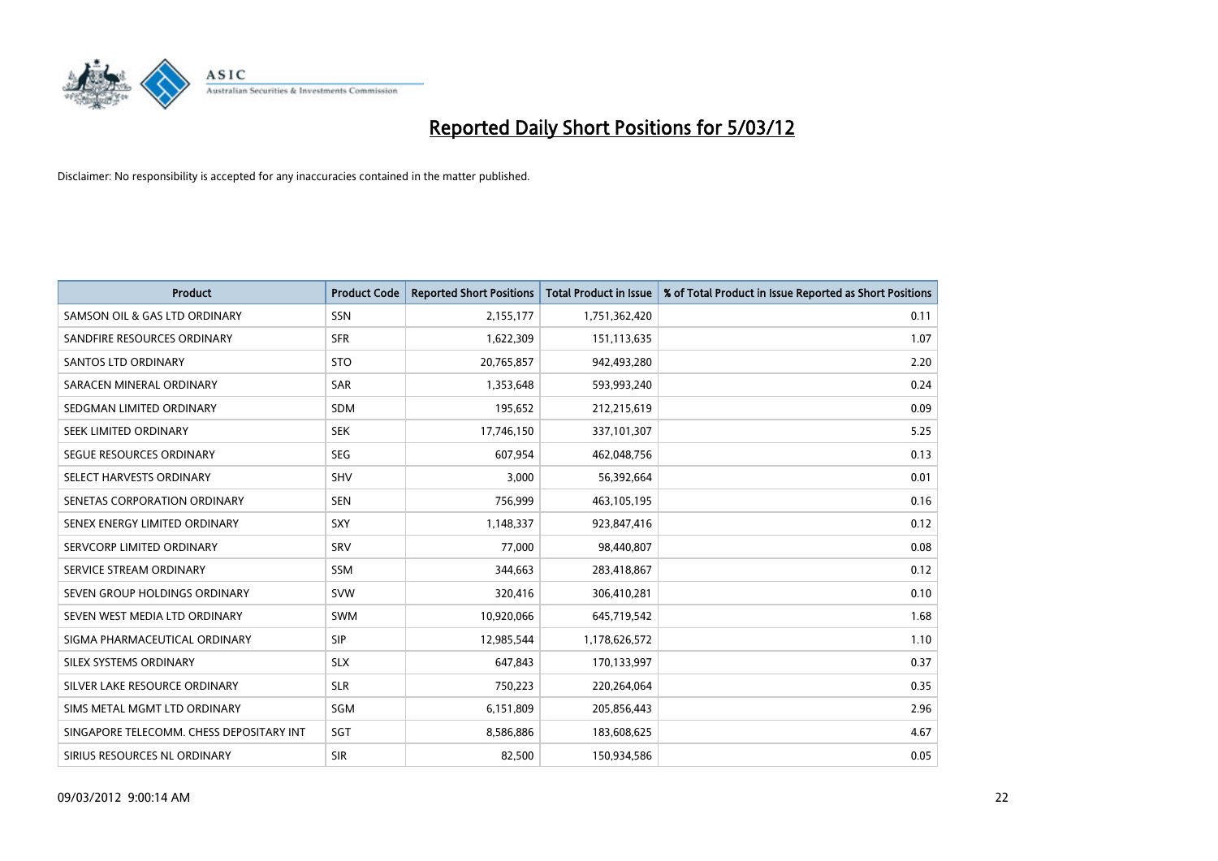# Reported Daily Short Positions for 5/03/12

Disclaimer: No responsibility is accepted for any inaccuracies contained in the matter published.

| Product | Product Code | Reported Short Positions | Total Product in Issue | % of Total Product in Issue Reported as Short Positions |
|---|---|---|---|---|
| SAMSON OIL & GAS LTD ORDINARY | SSN | 2,155,177 | 1,751,362,420 | 0.11 |
| SANDFIRE RESOURCES ORDINARY | SFR | 1,622,309 | 151,113,635 | 1.07 |
| SANTOS LTD ORDINARY | STO | 20,765,857 | 942,493,280 | 2.20 |
| SARACEN MINERAL ORDINARY | SAR | 1,353,648 | 593,993,240 | 0.24 |
| SEDGMAN LIMITED ORDINARY | SDM | 195,652 | 212,215,619 | 0.09 |
| SEEK LIMITED ORDINARY | SEK | 17,746,150 | 337,101,307 | 5.25 |
| SEGUE RESOURCES ORDINARY | SEG | 607,954 | 462,048,756 | 0.13 |
| SELECT HARVESTS ORDINARY | SHV | 3,000 | 56,392,664 | 0.01 |
| SENETAS CORPORATION ORDINARY | SEN | 756,999 | 463,105,195 | 0.16 |
| SENEX ENERGY LIMITED ORDINARY | SXY | 1,148,337 | 923,847,416 | 0.12 |
| SERVCORP LIMITED ORDINARY | SRV | 77,000 | 98,440,807 | 0.08 |
| SERVICE STREAM ORDINARY | SSM | 344,663 | 283,418,867 | 0.12 |
| SEVEN GROUP HOLDINGS ORDINARY | SVW | 320,416 | 306,410,281 | 0.10 |
| SEVEN WEST MEDIA LTD ORDINARY | SWM | 10,920,066 | 645,719,542 | 1.68 |
| SIGMA PHARMACEUTICAL ORDINARY | SIP | 12,985,544 | 1,178,626,572 | 1.10 |
| SILEX SYSTEMS ORDINARY | SLX | 647,843 | 170,133,997 | 0.37 |
| SILVER LAKE RESOURCE ORDINARY | SLR | 750,223 | 220,264,064 | 0.35 |
| SIMS METAL MGMT LTD ORDINARY | SGM | 6,151,809 | 205,856,443 | 2.96 |
| SINGAPORE TELECOMM. CHESS DEPOSITARY INT | SGT | 8,586,886 | 183,608,625 | 4.67 |
| SIRIUS RESOURCES NL ORDINARY | SIR | 82,500 | 150,934,586 | 0.05 |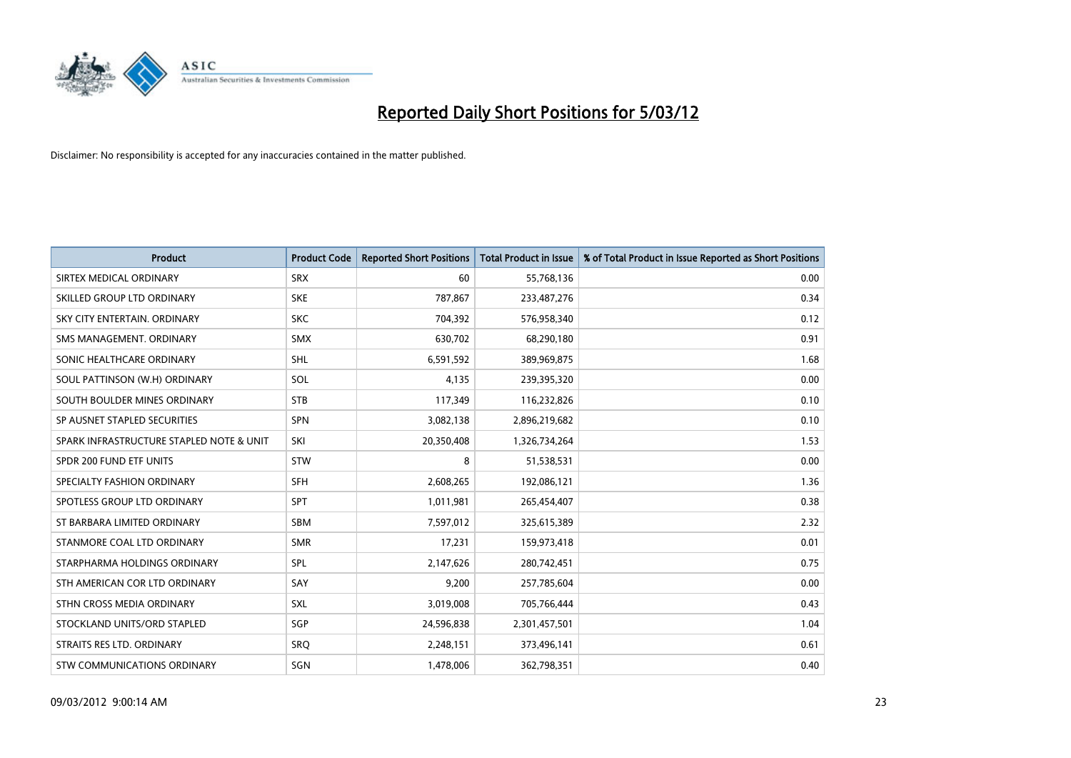# Reported Daily Short Positions for 5/03/12

Disclaimer: No responsibility is accepted for any inaccuracies contained in the matter published.

| Product | Product Code | Reported Short Positions | Total Product in Issue | % of Total Product in Issue Reported as Short Positions |
|---|---|---|---|---|
| SIRTEX MEDICAL ORDINARY | SRX | 60 | 55,768,136 | 0.00 |
| SKILLED GROUP LTD ORDINARY | SKE | 787,867 | 233,487,276 | 0.34 |
| SKY CITY ENTERTAIN. ORDINARY | SKC | 704,392 | 576,958,340 | 0.12 |
| SMS MANAGEMENT. ORDINARY | SMX | 630,702 | 68,290,180 | 0.91 |
| SONIC HEALTHCARE ORDINARY | SHL | 6,591,592 | 389,969,875 | 1.68 |
| SOUL PATTINSON (W.H) ORDINARY | SOL | 4,135 | 239,395,320 | 0.00 |
| SOUTH BOULDER MINES ORDINARY | STB | 117,349 | 116,232,826 | 0.10 |
| SP AUSNET STAPLED SECURITIES | SPN | 3,082,138 | 2,896,219,682 | 0.10 |
| SPARK INFRASTRUCTURE STAPLED NOTE & UNIT | SKI | 20,350,408 | 1,326,734,264 | 1.53 |
| SPDR 200 FUND ETF UNITS | STW | 8 | 51,538,531 | 0.00 |
| SPECIALTY FASHION ORDINARY | SFH | 2,608,265 | 192,086,121 | 1.36 |
| SPOTLESS GROUP LTD ORDINARY | SPT | 1,011,981 | 265,454,407 | 0.38 |
| ST BARBARA LIMITED ORDINARY | SBM | 7,597,012 | 325,615,389 | 2.32 |
| STANMORE COAL LTD ORDINARY | SMR | 17,231 | 159,973,418 | 0.01 |
| STARPHARMA HOLDINGS ORDINARY | SPL | 2,147,626 | 280,742,451 | 0.75 |
| STH AMERICAN COR LTD ORDINARY | SAY | 9,200 | 257,785,604 | 0.00 |
| STHN CROSS MEDIA ORDINARY | SXL | 3,019,008 | 705,766,444 | 0.43 |
| STOCKLAND UNITS/ORD STAPLED | SGP | 24,596,838 | 2,301,457,501 | 1.04 |
| STRAITS RES LTD. ORDINARY | SRQ | 2,248,151 | 373,496,141 | 0.61 |
| STW COMMUNICATIONS ORDINARY | SGN | 1,478,006 | 362,798,351 | 0.40 |

09/03/2012 9:00:14 AM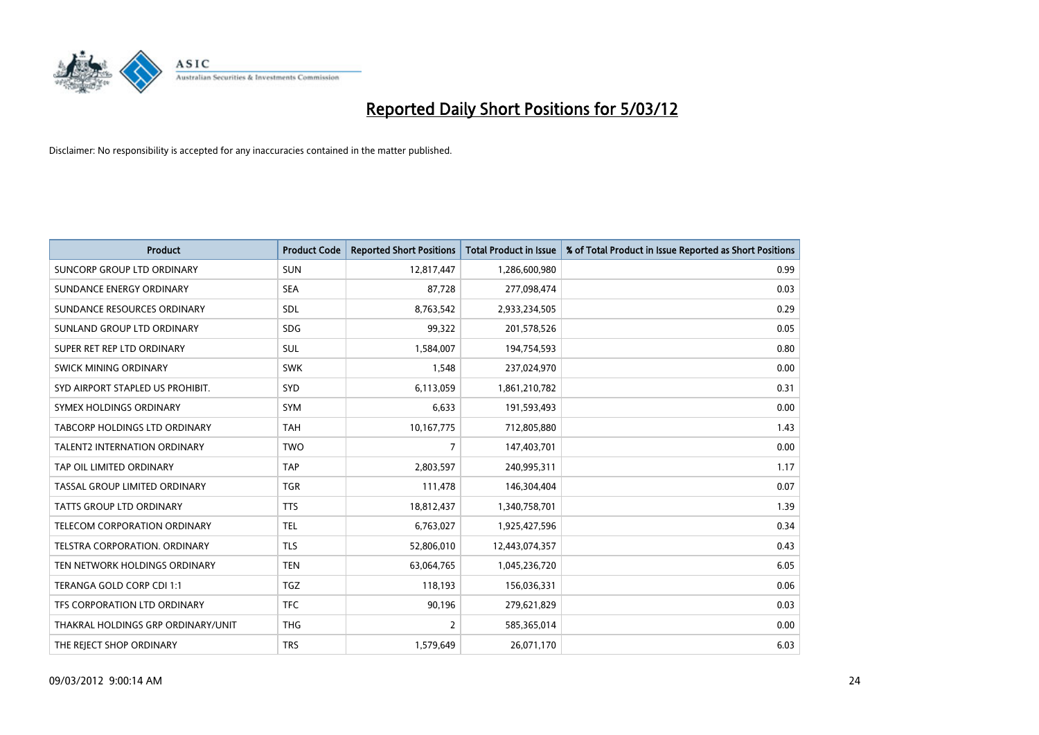# Reported Daily Short Positions for 5/03/12

Disclaimer: No responsibility is accepted for any inaccuracies contained in the matter published.

| Product | Product Code | Reported Short Positions | Total Product in Issue | % of Total Product in Issue Reported as Short Positions |
|---|---|---|---|---|
| SUNCORP GROUP LTD ORDINARY | SUN | 12,817,447 | 1,286,600,980 | 0.99 |
| SUNDANCE ENERGY ORDINARY | SEA | 87,728 | 277,098,474 | 0.03 |
| SUNDANCE RESOURCES ORDINARY | SDL | 8,763,542 | 2,933,234,505 | 0.29 |
| SUNLAND GROUP LTD ORDINARY | SDG | 99,322 | 201,578,526 | 0.05 |
| SUPER RET REP LTD ORDINARY | SUL | 1,584,007 | 194,754,593 | 0.80 |
| SWICK MINING ORDINARY | SWK | 1,548 | 237,024,970 | 0.00 |
| SYD AIRPORT STAPLED US PROHIBIT. | SYD | 6,113,059 | 1,861,210,782 | 0.31 |
| SYMEX HOLDINGS ORDINARY | SYM | 6,633 | 191,593,493 | 0.00 |
| TABCORP HOLDINGS LTD ORDINARY | TAH | 10,167,775 | 712,805,880 | 1.43 |
| TALENT2 INTERNATION ORDINARY | TWO | 7 | 147,403,701 | 0.00 |
| TAP OIL LIMITED ORDINARY | TAP | 2,803,597 | 240,995,311 | 1.17 |
| TASSAL GROUP LIMITED ORDINARY | TGR | 111,478 | 146,304,404 | 0.07 |
| TATTS GROUP LTD ORDINARY | TTS | 18,812,437 | 1,340,758,701 | 1.39 |
| TELECOM CORPORATION ORDINARY | TEL | 6,763,027 | 1,925,427,596 | 0.34 |
| TELSTRA CORPORATION. ORDINARY | TLS | 52,806,010 | 12,443,074,357 | 0.43 |
| TEN NETWORK HOLDINGS ORDINARY | TEN | 63,064,765 | 1,045,236,720 | 6.05 |
| TERANGA GOLD CORP CDI 1:1 | TGZ | 118,193 | 156,036,331 | 0.06 |
| TFS CORPORATION LTD ORDINARY | TFC | 90,196 | 279,621,829 | 0.03 |
| THAKRAL HOLDINGS GRP ORDINARY/UNIT | THG | 2 | 585,365,014 | 0.00 |
| THE REJECT SHOP ORDINARY | TRS | 1,579,649 | 26,071,170 | 6.03 |

09/03/2012 9:00:14 AM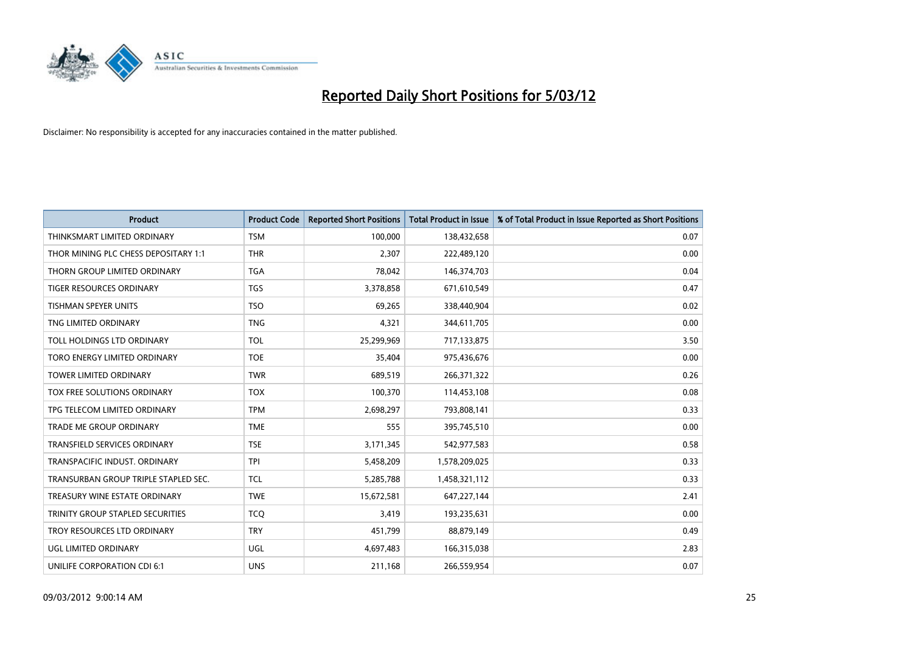# Reported Daily Short Positions for 5/03/12

Disclaimer: No responsibility is accepted for any inaccuracies contained in the matter published.

| Product | Product Code | Reported Short Positions | Total Product in Issue | % of Total Product in Issue Reported as Short Positions |
|---|---|---|---|---|
| THINKSMART LIMITED ORDINARY | TSM | 100,000 | 138,432,658 | 0.07 |
| THOR MINING PLC CHESS DEPOSITARY 1:1 | THR | 2,307 | 222,489,120 | 0.00 |
| THORN GROUP LIMITED ORDINARY | TGA | 78,042 | 146,374,703 | 0.04 |
| TIGER RESOURCES ORDINARY | TGS | 3,378,858 | 671,610,549 | 0.47 |
| TISHMAN SPEYER UNITS | TSO | 69,265 | 338,440,904 | 0.02 |
| TNG LIMITED ORDINARY | TNG | 4,321 | 344,611,705 | 0.00 |
| TOLL HOLDINGS LTD ORDINARY | TOL | 25,299,969 | 717,133,875 | 3.50 |
| TORO ENERGY LIMITED ORDINARY | TOE | 35,404 | 975,436,676 | 0.00 |
| TOWER LIMITED ORDINARY | TWR | 689,519 | 266,371,322 | 0.26 |
| TOX FREE SOLUTIONS ORDINARY | TOX | 100,370 | 114,453,108 | 0.08 |
| TPG TELECOM LIMITED ORDINARY | TPM | 2,698,297 | 793,808,141 | 0.33 |
| TRADE ME GROUP ORDINARY | TME | 555 | 395,745,510 | 0.00 |
| TRANSFIELD SERVICES ORDINARY | TSE | 3,171,345 | 542,977,583 | 0.58 |
| TRANSPACIFIC INDUST. ORDINARY | TPI | 5,458,209 | 1,578,209,025 | 0.33 |
| TRANSURBAN GROUP TRIPLE STAPLED SEC. | TCL | 5,285,788 | 1,458,321,112 | 0.33 |
| TREASURY WINE ESTATE ORDINARY | TWE | 15,672,581 | 647,227,144 | 2.41 |
| TRINITY GROUP STAPLED SECURITIES | TCQ | 3,419 | 193,235,631 | 0.00 |
| TROY RESOURCES LTD ORDINARY | TRY | 451,799 | 88,879,149 | 0.49 |
| UGL LIMITED ORDINARY | UGL | 4,697,483 | 166,315,038 | 2.83 |
| UNILIFE CORPORATION CDI 6:1 | UNS | 211,168 | 266,559,954 | 0.07 |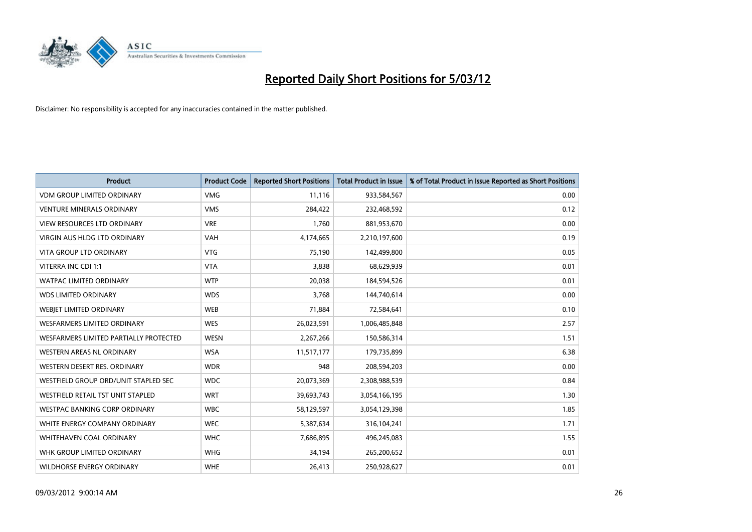# Reported Daily Short Positions for 5/03/12

Disclaimer: No responsibility is accepted for any inaccuracies contained in the matter published.

| Product | Product Code | Reported Short Positions | Total Product in Issue | % of Total Product in Issue Reported as Short Positions |
|---|---|---|---|---|
| VDM GROUP LIMITED ORDINARY | VMG | 11,116 | 933,584,567 | 0.00 |
| VENTURE MINERALS ORDINARY | VMS | 284,422 | 232,468,592 | 0.12 |
| VIEW RESOURCES LTD ORDINARY | VRE | 1,760 | 881,953,670 | 0.00 |
| VIRGIN AUS HLDG LTD ORDINARY | VAH | 4,174,665 | 2,210,197,600 | 0.19 |
| VITA GROUP LTD ORDINARY | VTG | 75,190 | 142,499,800 | 0.05 |
| VITERRA INC CDI 1:1 | VTA | 3,838 | 68,629,939 | 0.01 |
| WATPAC LIMITED ORDINARY | WTP | 20,038 | 184,594,526 | 0.01 |
| WDS LIMITED ORDINARY | WDS | 3,768 | 144,740,614 | 0.00 |
| WEBJET LIMITED ORDINARY | WEB | 71,884 | 72,584,641 | 0.10 |
| WESFARMERS LIMITED ORDINARY | WES | 26,023,591 | 1,006,485,848 | 2.57 |
| WESFARMERS LIMITED PARTIALLY PROTECTED | WESN | 2,267,266 | 150,586,314 | 1.51 |
| WESTERN AREAS NL ORDINARY | WSA | 11,517,177 | 179,735,899 | 6.38 |
| WESTERN DESERT RES. ORDINARY | WDR | 948 | 208,594,203 | 0.00 |
| WESTFIELD GROUP ORD/UNIT STAPLED SEC | WDC | 20,073,369 | 2,308,988,539 | 0.84 |
| WESTFIELD RETAIL TST UNIT STAPLED | WRT | 39,693,743 | 3,054,166,195 | 1.30 |
| WESTPAC BANKING CORP ORDINARY | WBC | 58,129,597 | 3,054,129,398 | 1.85 |
| WHITE ENERGY COMPANY ORDINARY | WEC | 5,387,634 | 316,104,241 | 1.71 |
| WHITEHAVEN COAL ORDINARY | WHC | 7,686,895 | 496,245,083 | 1.55 |
| WHK GROUP LIMITED ORDINARY | WHG | 34,194 | 265,200,652 | 0.01 |
| WILDHORSE ENERGY ORDINARY | WHE | 26,413 | 250,928,627 | 0.01 |

09/03/2012 9:00:14 AM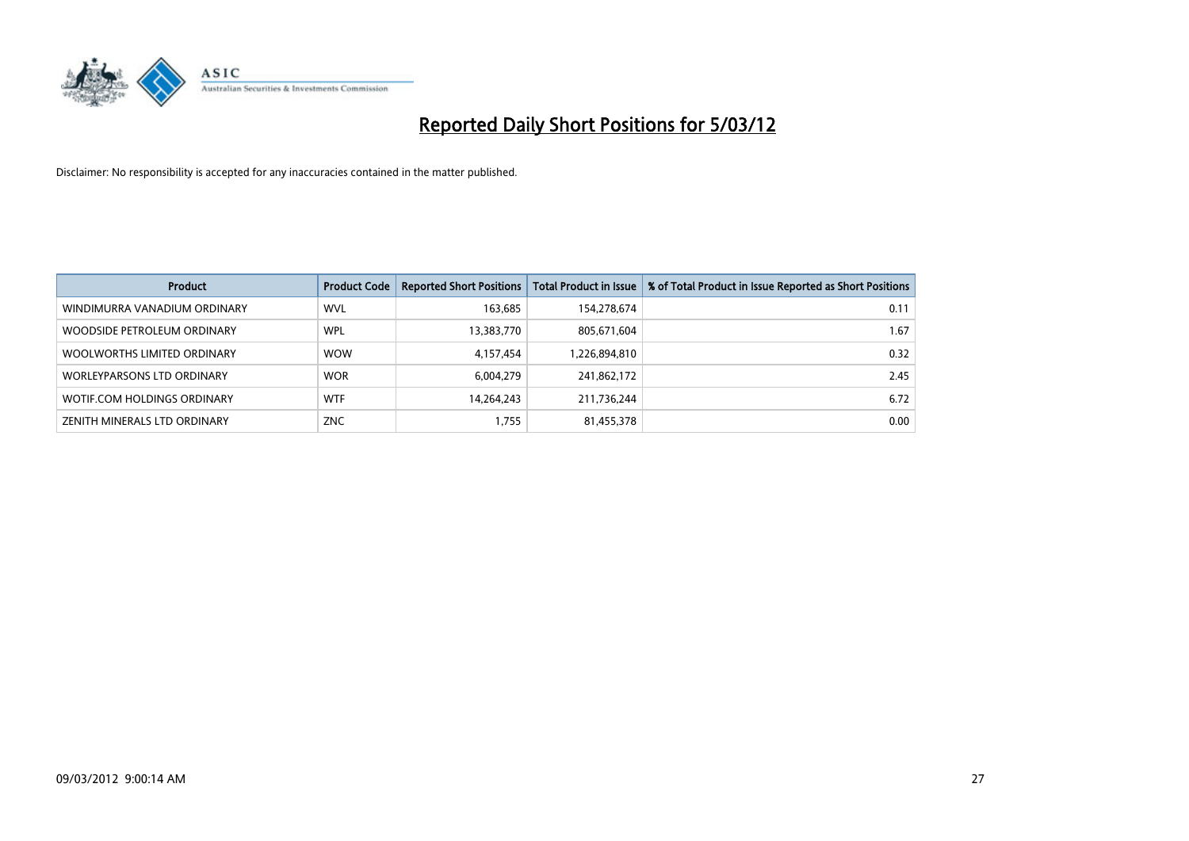# Reported Daily Short Positions for 5/03/12

Disclaimer: No responsibility is accepted for any inaccuracies contained in the matter published.

| Product | Product Code | Reported Short Positions | Total Product in Issue | % of Total Product in Issue Reported as Short Positions |
|---|---|---|---|---|
| WINDIMURRA VANADIUM ORDINARY | WVL | 163,685 | 154,278,674 | 0.11 |
| WOODSIDE PETROLEUM ORDINARY | WPL | 13,383,770 | 805,671,604 | 1.67 |
| WOOLWORTHS LIMITED ORDINARY | WOW | 4,157,454 | 1,226,894,810 | 0.32 |
| WORLEYPARSONS LTD ORDINARY | WOR | 6,004,279 | 241,862,172 | 2.45 |
| WOTIF.COM HOLDINGS ORDINARY | WTF | 14,264,243 | 211,736,244 | 6.72 |
| ZENITH MINERALS LTD ORDINARY | ZNC | 1,755 | 81,455,378 | 0.00 |

09/03/2012 9:00:14 AM